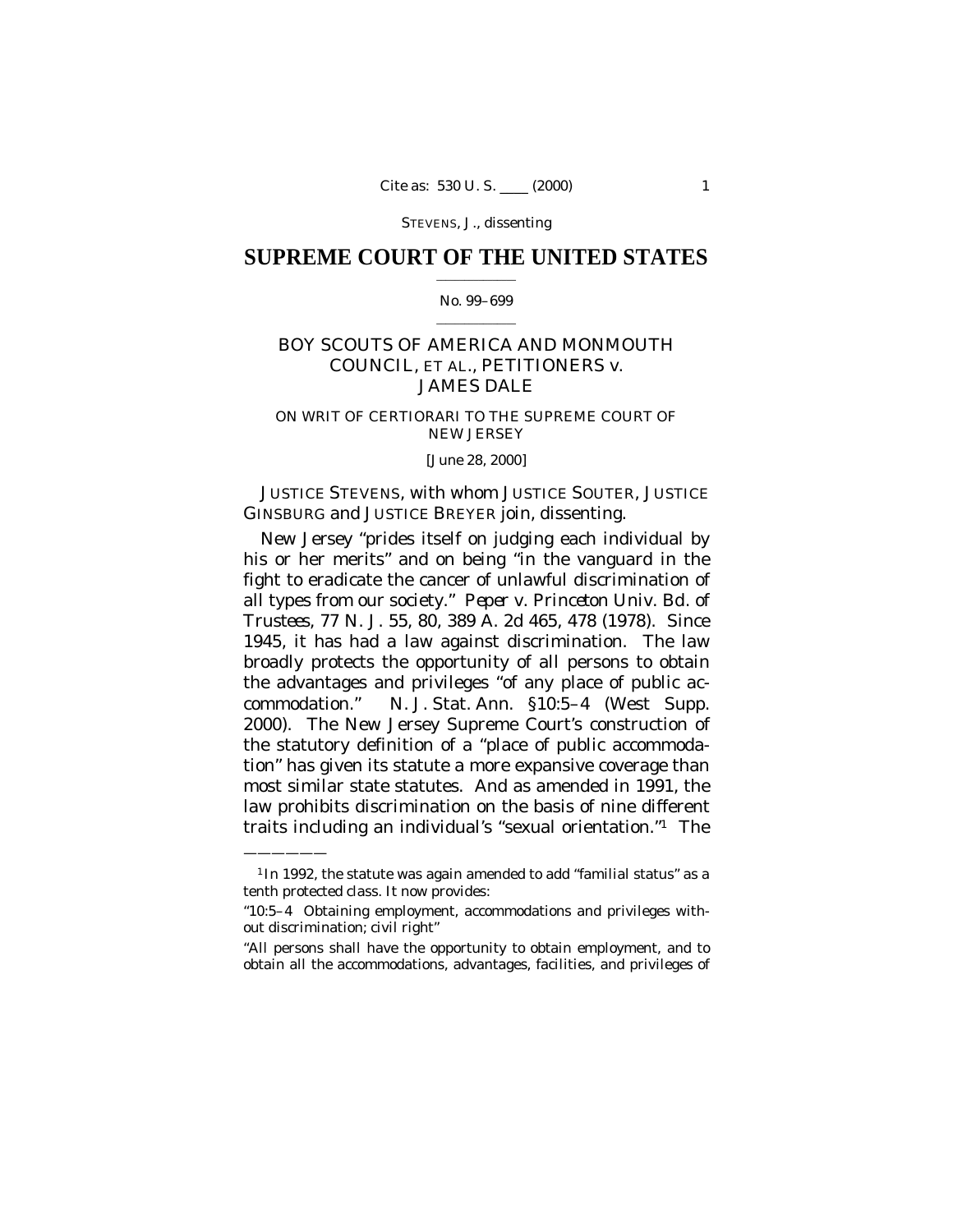STEVENS, J., dissenting

# SUPREME COURT OF THE UNITED STATES

No. 99–699

BOY SCOUTS OF AMERICA AND MONMOUTH COUNCIL, ET AL., PETITIONERS *v.* JAMES DALE

ON WRIT OF CERTIORARI TO THE SUPREME COURT OF NEW JERSEY

[June 28, 2000]

JUSTICE STEVENS, with whom JUSTICE SOUTER, JUSTICE GINSBURG and JUSTICE BREYER join, dissenting.

New Jersey "prides itself on judging each individual by his or her merits" and on being "in the vanguard in the fight to eradicate the cancer of unlawful discrimination of all types from our society." *Peper* v. *Princeton Univ. Bd. of Trustees*, 77 N. J. 55, 80, 389 A. 2d 465, 478 (1978). Since 1945, it has had a law against discrimination. The law broadly protects the opportunity of all persons to obtain the advantages and privileges "of any place of public accommodation." N. J. Stat. Ann. §10:5–4 (West Supp. 2000). The New Jersey Supreme Court's construction of the statutory definition of a "place of public accommodation" has given its statute a more expansive coverage than most similar state statutes. And as amended in 1991, the law prohibits discrimination on the basis of nine different traits including an individual's "sexual orientation."[1] The

---

[1] In 1992, the statute was again amended to add "familial status" as a tenth protected class. It now provides:

"10:5–4 Obtaining employment, accommodations and privileges without discrimination; civil right"

"All persons shall have the opportunity to obtain employment, and to obtain all the accommodations, advantages, facilities, and privileges of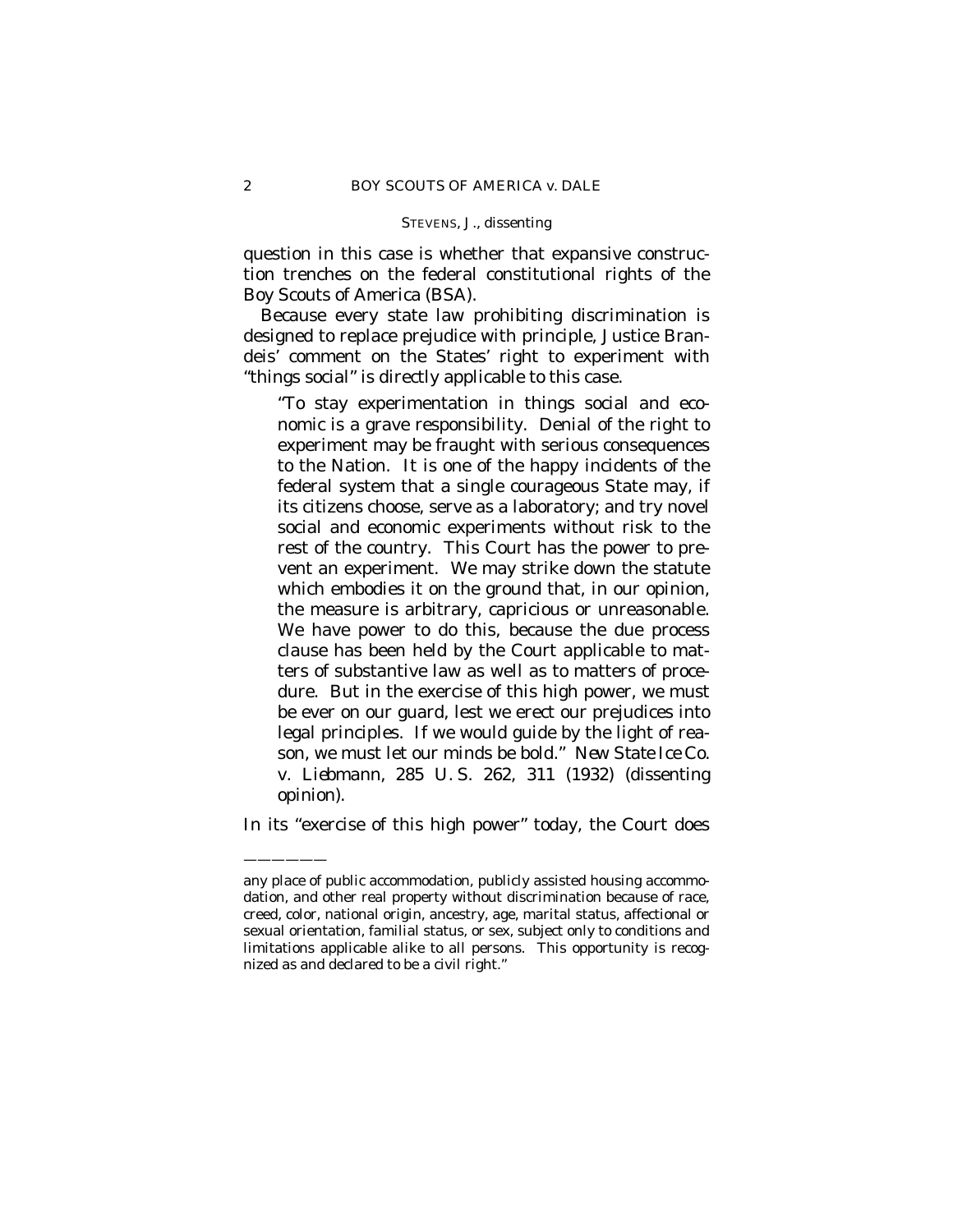question in this case is whether that expansive construction trenches on the federal constitutional rights of the Boy Scouts of America (BSA).

Because every state law prohibiting discrimination is designed to replace prejudice with principle, Justice Brandeis' comment on the States' right to experiment with "things social" is directly applicable to this case.

> "To stay experimentation in things social and economic is a grave responsibility. Denial of the right to experiment may be fraught with serious consequences to the Nation. It is one of the happy incidents of the federal system that a single courageous State may, if its citizens choose, serve as a laboratory; and try novel social and economic experiments without risk to the rest of the country. This Court has the power to prevent an experiment. We may strike down the statute which embodies it on the ground that, in our opinion, the measure is arbitrary, capricious or unreasonable. We have power to do this, because the due process clause has been held by the Court applicable to matters of substantive law as well as to matters of procedure. But in the exercise of this high power, we must be ever on our guard, lest we erect our prejudices into legal principles. If we would guide by the light of reason, we must let our minds be bold." *New State Ice Co.* v. *Liebmann*, 285 U. S. 262, 311 (1932) (dissenting opinion).

In its "exercise of this high power" today, the Court does

---

any place of public accommodation, publicly assisted housing accommodation, and other real property without discrimination because of race, creed, color, national origin, ancestry, age, marital status, affectional or sexual orientation, familial status, or sex, subject only to conditions and limitations applicable alike to all persons. This opportunity is recognized as and declared to be a civil right."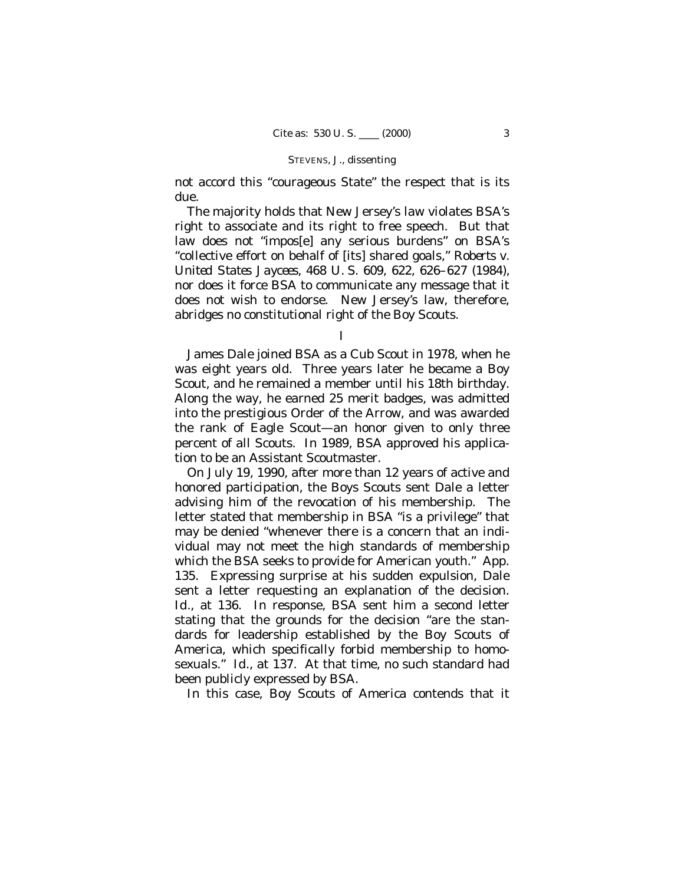not accord this "courageous State" the respect that is its due.

The majority holds that New Jersey's law violates BSA's right to associate and its right to free speech. But that law does not "impos[e] any serious burdens" on BSA's "collective effort on behalf of [its] shared goals," *Roberts* v. *United States Jaycees*, 468 U. S. 609, 622, 626–627 (1984), nor does it force BSA to communicate any message that it does not wish to endorse. New Jersey's law, therefore, abridges no constitutional right of the Boy Scouts.

## I

James Dale joined BSA as a Cub Scout in 1978, when he was eight years old. Three years later he became a Boy Scout, and he remained a member until his 18th birthday. Along the way, he earned 25 merit badges, was admitted into the prestigious Order of the Arrow, and was awarded the rank of Eagle Scout—an honor given to only three percent of all Scouts. In 1989, BSA approved his application to be an Assistant Scoutmaster.

On July 19, 1990, after more than 12 years of active and honored participation, the Boys Scouts sent Dale a letter advising him of the revocation of his membership. The letter stated that membership in BSA "is a privilege" that may be denied "whenever there is a concern that an individual may not meet the high standards of membership which the BSA seeks to provide for American youth." App. 135. Expressing surprise at his sudden expulsion, Dale sent a letter requesting an explanation of the decision. *Id.*, at 136. In response, BSA sent him a second letter stating that the grounds for the decision "are the standards for leadership established by the Boy Scouts of America, which specifically forbid membership to homosexuals." *Id.*, at 137. At that time, no such standard had been publicly expressed by BSA.

In this case, Boy Scouts of America contends that it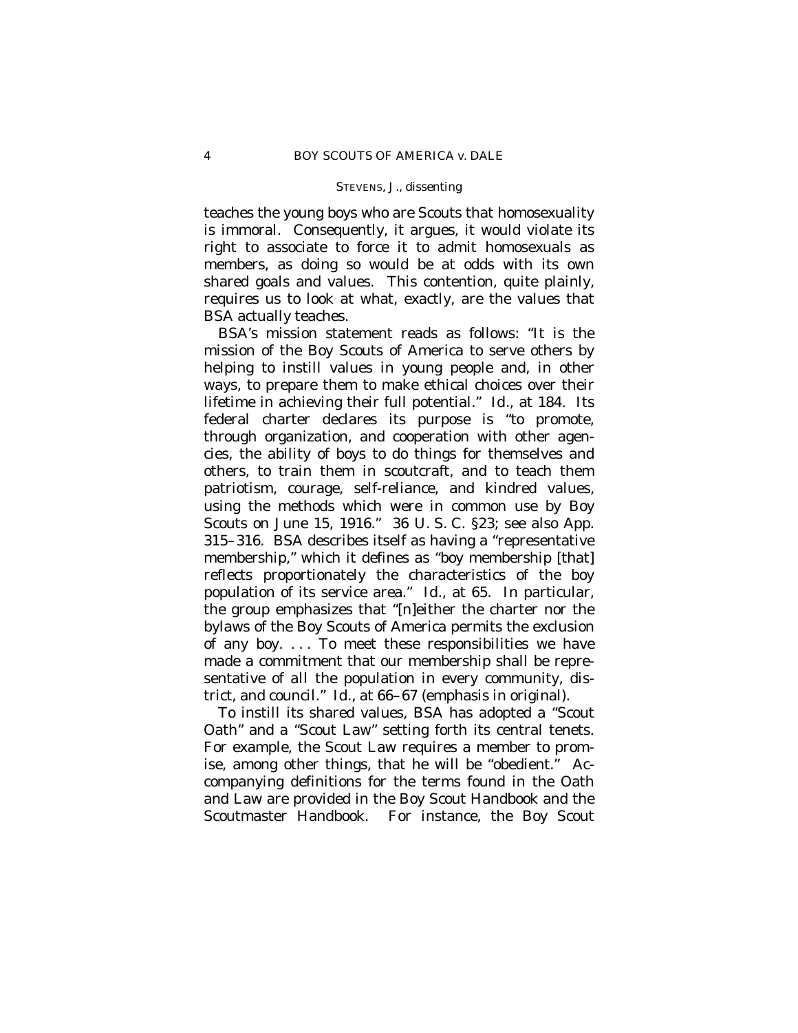teaches the young boys who are Scouts that homosexuality is immoral. Consequently, it argues, it would violate its right to associate to force it to admit homosexuals as members, as doing so would be at odds with its own shared goals and values. This contention, quite plainly, requires us to look at what, exactly, are the values that BSA actually teaches.

BSA's mission statement reads as follows: "It is the mission of the Boy Scouts of America to serve others by helping to instill values in young people and, in other ways, to prepare them to make ethical choices over their lifetime in achieving their full potential." *Id.*, at 184. Its federal charter declares its purpose is "to promote, through organization, and cooperation with other agencies, the ability of boys to do things for themselves and others, to train them in scoutcraft, and to teach them patriotism, courage, self-reliance, and kindred values, using the methods which were in common use by Boy Scouts on June 15, 1916." 36 U. S. C. §23; see also App. 315–316. BSA describes itself as having a "representative membership," which it defines as "boy membership [that] reflects proportionately the characteristics of the boy population of its service area." *Id.*, at 65. In particular, the group emphasizes that "[n]either the charter nor the bylaws of the Boy Scouts of America permits the exclusion of *any* boy. . . . To meet these responsibilities we have made a commitment that our membership shall be representative of *all* the population in every community, district, and council." *Id.*, at 66–67 (emphasis in original).

To instill its shared values, BSA has adopted a "Scout Oath" and a "Scout Law" setting forth its central tenets. For example, the Scout Law requires a member to promise, among other things, that he will be "obedient." Accompanying definitions for the terms found in the Oath and Law are provided in the Boy Scout Handbook and the Scoutmaster Handbook. For instance, the Boy Scout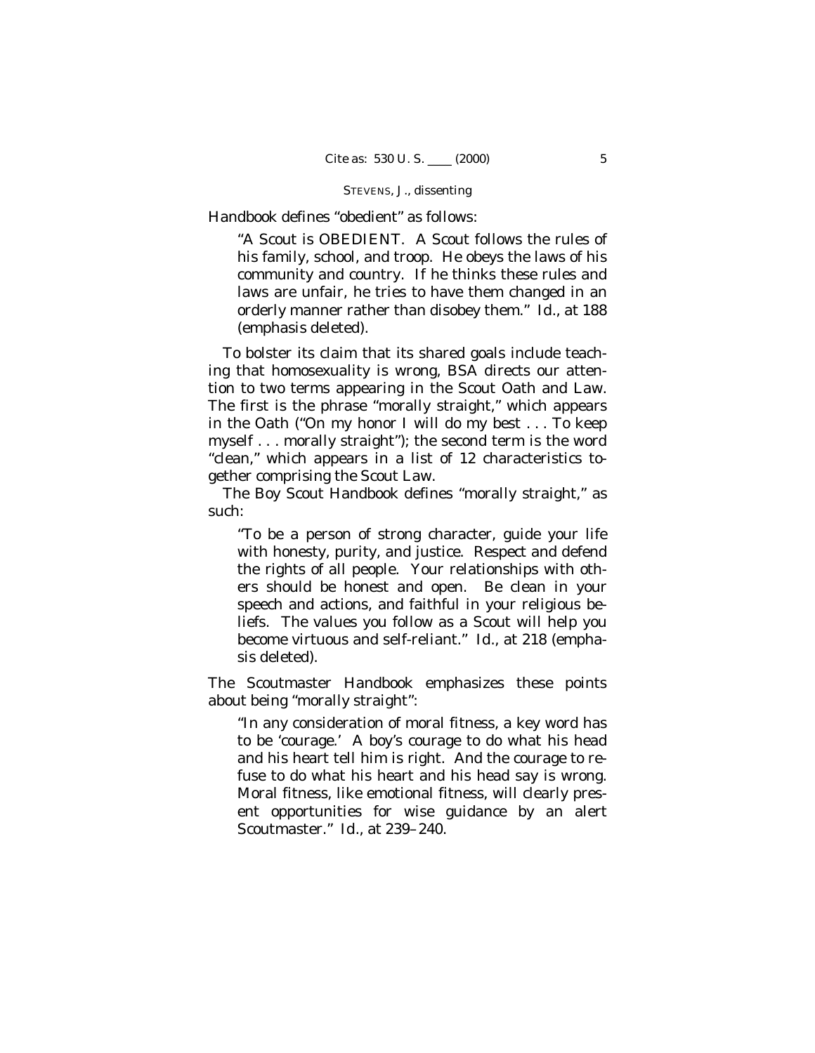Handbook defines "obedient" as follows:

> "A Scout is OBEDIENT. A Scout follows the rules of his family, school, and troop. He obeys the laws of his community and country. If he thinks these rules and laws are unfair, he tries to have them changed in an orderly manner rather than disobey them." *Id.*, at 188 (emphasis deleted).

To bolster its claim that its shared goals include teaching that homosexuality is wrong, BSA directs our attention to two terms appearing in the Scout Oath and Law. The first is the phrase "morally straight," which appears in the Oath ("On my honor I will do my best . . . To keep myself . . . morally straight"); the second term is the word "clean," which appears in a list of 12 characteristics together comprising the Scout Law.

The Boy Scout Handbook defines "morally straight," as such:

> "To be a person of strong character, guide your life with honesty, purity, and justice. Respect and defend the rights of all people. Your relationships with others should be honest and open. Be clean in your speech and actions, and faithful in your religious beliefs. The values you follow as a Scout will help you become virtuous and self-reliant." *Id.*, at 218 (emphasis deleted).

The Scoutmaster Handbook emphasizes these points about being "morally straight":

> "In any consideration of moral fitness, a key word has to be 'courage.' A boy's courage to do what his head and his heart tell him is right. And the courage to refuse to do what his heart and his head say is wrong. Moral fitness, like emotional fitness, will clearly present opportunities for wise guidance by an alert Scoutmaster." *Id.*, at 239–240.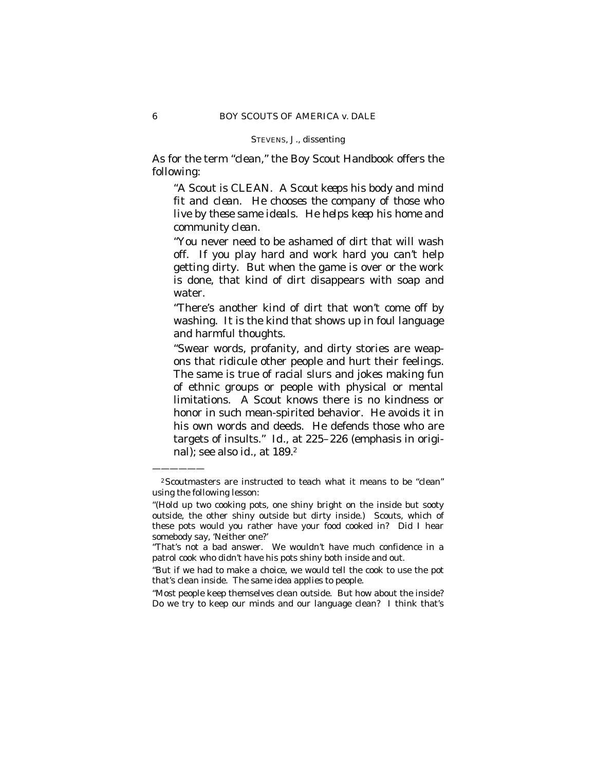As for the term "clean," the Boy Scout Handbook offers the following:

> "A Scout is CLEAN. *A Scout keeps his body and mind fit and clean. He chooses the company of those who live by these same ideals. He helps keep his home and community clean.*
>
> "You never need to be ashamed of dirt that will wash off. If you play hard and work hard you can't help getting dirty. But when the game is over or the work is done, that kind of dirt disappears with soap and water.
>
> "There's another kind of dirt that won't come off by washing. It is the kind that shows up in foul language and harmful thoughts.
>
> "Swear words, profanity, and dirty stories are weapons that ridicule other people and hurt their feelings. The same is true of racial slurs and jokes making fun of ethnic groups or people with physical or mental limitations. A Scout knows there is no kindness or honor in such mean-spirited behavior. He avoids it in his own words and deeds. He defends those who are targets of insults." *Id.*, at 225–226 (emphasis in original); see also *id.*, at 189.[2]

---

[2] Scoutmasters are instructed to teach what it means to be "clean" using the following lesson:

"(Hold up two cooking pots, one shiny bright on the inside but sooty outside, the other shiny outside but dirty inside.) Scouts, which of these pots would you rather have your food cooked in? Did I hear somebody say, 'Neither one?'

"That's not a bad answer. We wouldn't have much confidence in a patrol cook who didn't have his pots shiny both inside and out.

"But if we had to make a choice, we would tell the cook to use the pot that's clean inside. The same idea applies to people.

"Most people keep themselves clean outside. But how about the inside? Do we try to keep our minds and our language clean? I think that's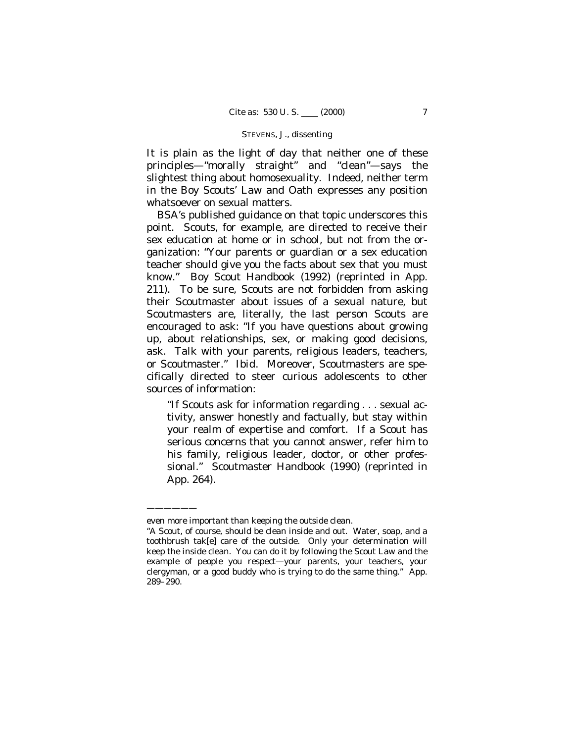It is plain as the light of day that neither one of these principles—"morally straight" and "clean"—says the slightest thing about homosexuality. Indeed, neither term in the Boy Scouts' Law and Oath expresses any position whatsoever on sexual matters.

BSA's published guidance on that topic underscores this point. Scouts, for example, are directed to receive their sex education at home or in school, but not from the organization: "Your parents or guardian or a sex education teacher should give you the facts about sex that you must know." Boy Scout Handbook (1992) (reprinted in App. 211). To be sure, Scouts are not forbidden from asking their Scoutmaster about issues of a sexual nature, but Scoutmasters are, literally, the last person Scouts are encouraged to ask: "If you have questions about growing up, about relationships, sex, or making good decisions, ask. Talk with your parents, religious leaders, teachers, or Scoutmaster." *Ibid.* Moreover, Scoutmasters are specifically directed to steer curious adolescents to other sources of information:

> "If Scouts ask for information regarding . . . sexual activity, answer honestly and factually, but stay within your realm of expertise and comfort. If a Scout has serious concerns that you cannot answer, refer him to his family, religious leader, doctor, or other professional." Scoutmaster Handbook (1990) (reprinted in App. 264).

---

even more important than keeping the outside clean.

"A Scout, of course, should be clean inside and out. Water, soap, and a toothbrush tak[e] care of the outside. Only your determination will keep the inside clean. You can do it by following the Scout Law and the example of people you respect—your parents, your teachers, your clergyman, or a good buddy who is trying to do the same thing." App. 289–290.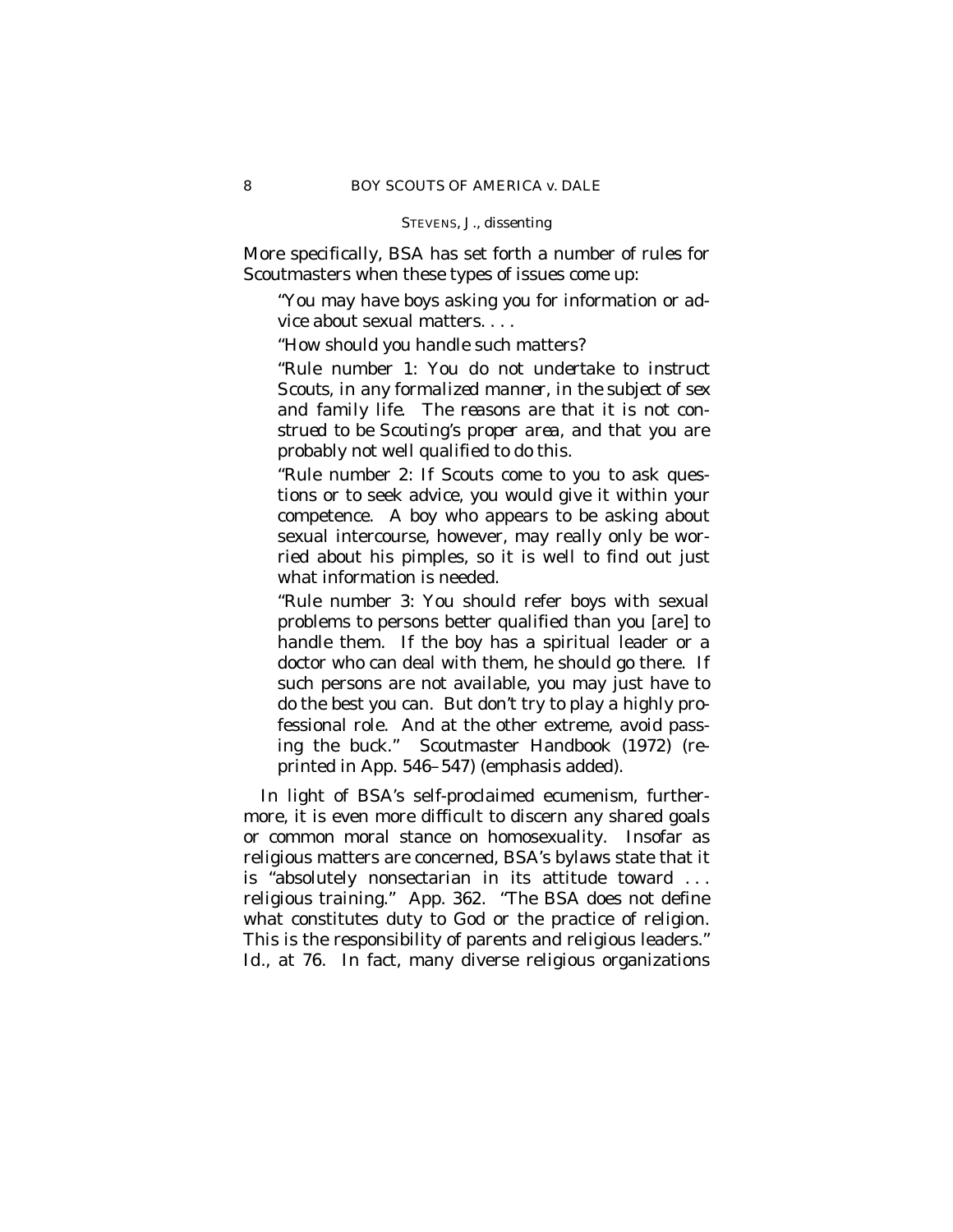More specifically, BSA has set forth a number of rules for Scoutmasters when these types of issues come up:

> "You may have boys asking you for information or advice about sexual matters. . . .
>
> "How should you handle such matters?
>
> "Rule number 1: *You do not undertake to instruct Scouts, in any formalized manner, in the subject of sex and family life. The reasons are that it is not construed to be Scouting's proper area*, and that you are probably not well qualified to do this.
>
> "Rule number 2: If Scouts come to you to ask questions or to seek advice, you would give it within your competence. A boy who appears to be asking about sexual intercourse, however, may really only be worried about his pimples, so it is well to find out just what information is needed.
>
> "Rule number 3: You should refer boys with sexual problems to persons better qualified than you [are] to handle them. If the boy has a spiritual leader or a doctor who can deal with them, he should go there. If such persons are not available, you may just have to do the best you can. But don't try to play a highly professional role. And at the other extreme, avoid passing the buck." Scoutmaster Handbook (1972) (reprinted in App. 546–547) (emphasis added).

In light of BSA's self-proclaimed ecumenism, furthermore, it is even more difficult to discern any shared goals or common moral stance on homosexuality. Insofar as religious matters are concerned, BSA's bylaws state that it is "absolutely nonsectarian in its attitude toward . . . religious training." App. 362. "The BSA does not define what constitutes duty to God or the practice of religion. This is the responsibility of parents and religious leaders." *Id.*, at 76. In fact, many diverse religious organizations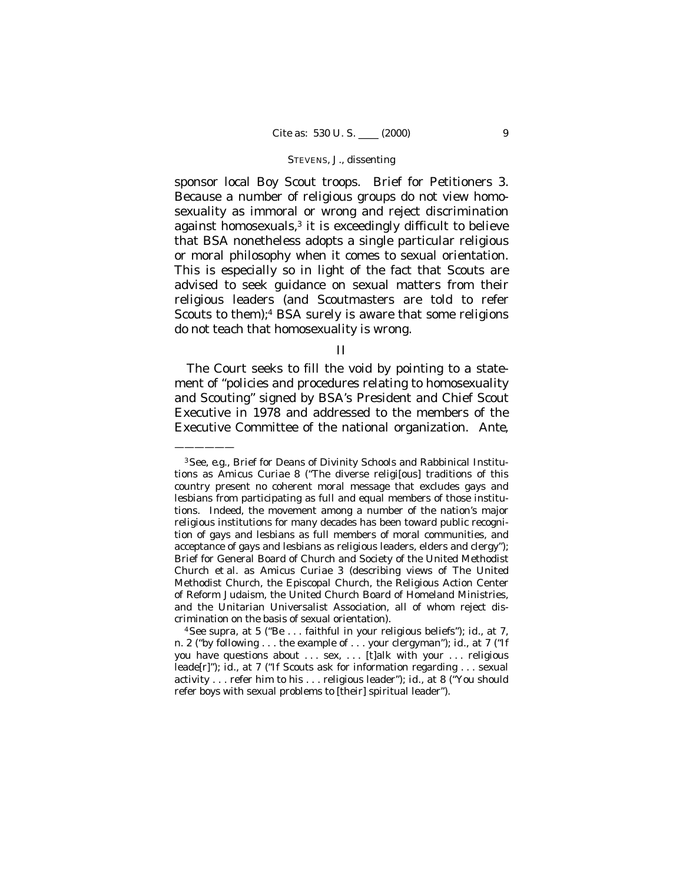sponsor local Boy Scout troops. Brief for Petitioners 3. Because a number of religious groups do not view homosexuality as immoral or wrong and reject discrimination against homosexuals,[3] it is exceedingly difficult to believe that BSA nonetheless adopts a single particular religious or moral philosophy when it comes to sexual orientation. This is especially so in light of the fact that Scouts are advised to seek guidance on sexual matters from their religious leaders (and Scoutmasters are told to refer Scouts to them);[4] BSA surely is aware that some religions do not teach that homosexuality is wrong.

## II

The Court seeks to fill the void by pointing to a statement of "policies and procedures relating to homosexuality and Scouting" signed by BSA's President and Chief Scout Executive in 1978 and addressed to the members of the Executive Committee of the national organization. *Ante*,

---

[3] See, *e.g.*, Brief for Deans of Divinity Schools and Rabbinical Institutions as *Amicus Curiae* 8 ("The diverse religi[ous] traditions of this country present no coherent moral message that excludes gays and lesbians from participating as full and equal members of those institutions. Indeed, the movement among a number of the nation's major religious institutions for many decades has been toward public recognition of gays and lesbians as full members of moral communities, and acceptance of gays and lesbians as religious leaders, elders and clergy"); Brief for General Board of Church and Society of the United Methodist Church *et al.* as *Amicus Curiae* 3 (describing views of The United Methodist Church, the Episcopal Church, the Religious Action Center of Reform Judaism, the United Church Board of Homeland Ministries, and the Unitarian Universalist Association, all of whom reject discrimination on the basis of sexual orientation).

[4] See *supra*, at 5 ("Be . . . faithful in your religious beliefs"); *id.*, at 7, n. 2 ("by following . . . the example of . . . your clergyman"); *id.*, at 7 ("If you have questions about . . . sex, . . . [t]alk with your . . . religious leade[r]"); *id.*, at 7 ("If Scouts ask for information regarding . . . sexual activity . . . refer him to his . . . religious leader"); *id.*, at 8 ("You should refer boys with sexual problems to [their] spiritual leader").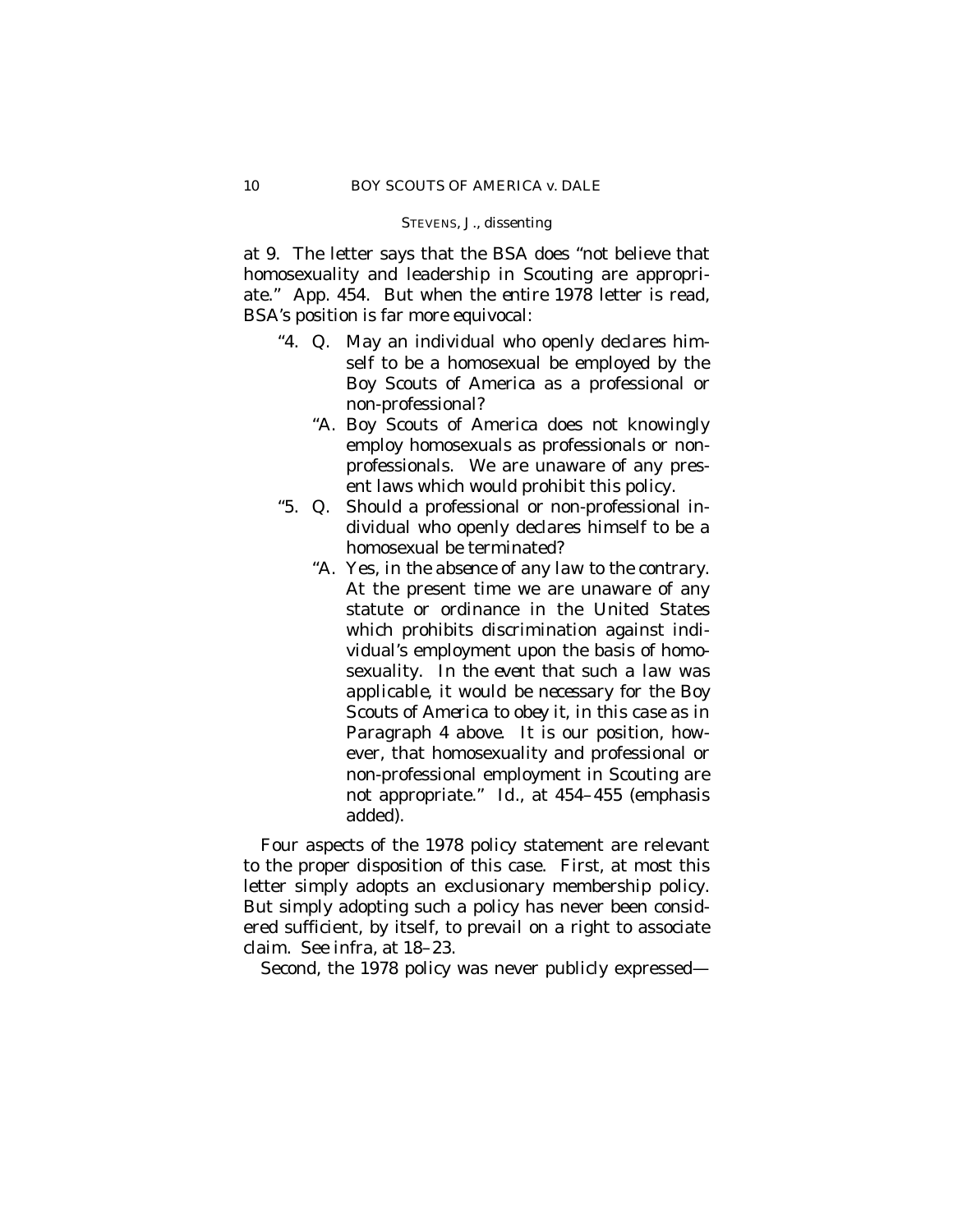at 9. The letter says that the BSA does "not believe that homosexuality and leadership in Scouting are appropriate." App. 454. But when the *entire* 1978 letter is read, BSA's position is far more equivocal:

> "4. Q. May an individual who openly declares himself to be a homosexual be employed by the Boy Scouts of America as a professional or non-professional?
>
> "A. Boy Scouts of America does not knowingly employ homosexuals as professionals or non-professionals. We are unaware of any present laws which would prohibit this policy.
>
> "5. Q. Should a professional or non-professional individual who openly declares himself to be a homosexual be terminated?
>
> "A. Yes, *in the absence of any law to the contrary.* At the present time we are unaware of any statute or ordinance in the United States which prohibits discrimination against individual's employment upon the basis of homosexuality. *In the event that such a law was applicable, it would be necessary for the Boy Scouts of America to obey it, in this case as in Paragraph 4 above.* It is our position, however, that homosexuality and professional or non-professional employment in Scouting are not appropriate." *Id.*, at 454–455 (emphasis added).

Four aspects of the 1978 policy statement are relevant to the proper disposition of this case. First, at most this letter simply adopts an exclusionary membership policy. But simply adopting such a policy has never been considered sufficient, by itself, to prevail on a right to associate claim. See *infra*, at 18–23.

Second, the 1978 policy was never publicly expressed—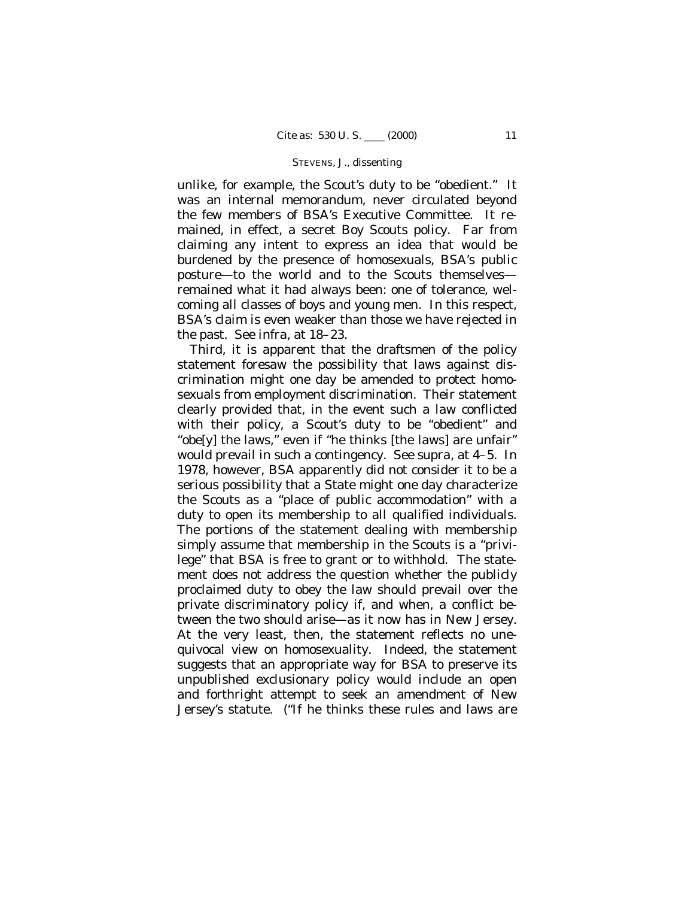unlike, for example, the Scout's duty to be "obedient." It was an internal memorandum, never circulated beyond the few members of BSA's Executive Committee. It remained, in effect, a secret Boy Scouts policy. Far from claiming any intent to express an idea that would be burdened by the presence of homosexuals, BSA's public posture—to the world and to the Scouts themselves—remained what it had always been: one of tolerance, welcoming all classes of boys and young men. In this respect, BSA's claim is even weaker than those we have rejected in the past. See *infra*, at 18–23.

Third, it is apparent that the draftsmen of the policy statement foresaw the possibility that laws against discrimination might one day be amended to protect homosexuals from employment discrimination. Their statement clearly provided that, in the event such a law conflicted with their policy, a Scout's duty to be "obedient" and "obe[y] the laws," even if "he thinks [the laws] are unfair" would prevail in such a contingency. See *supra*, at 4–5. In 1978, however, BSA apparently did not consider it to be a serious possibility that a State might one day characterize the Scouts as a "place of public accommodation" with a duty to open its membership to all qualified individuals. The portions of the statement dealing with membership simply assume that membership in the Scouts is a "privilege" that BSA is free to grant or to withhold. The statement does not address the question whether the publicly proclaimed duty to obey the law should prevail over the private discriminatory policy if, and when, a conflict between the two should arise—as it now has in New Jersey. At the very least, then, the statement reflects no unequivocal view on homosexuality. Indeed, the statement suggests that an appropriate way for BSA to preserve its unpublished exclusionary policy would include an open and forthright attempt to seek an amendment of New Jersey's statute. ("If he thinks these rules and laws are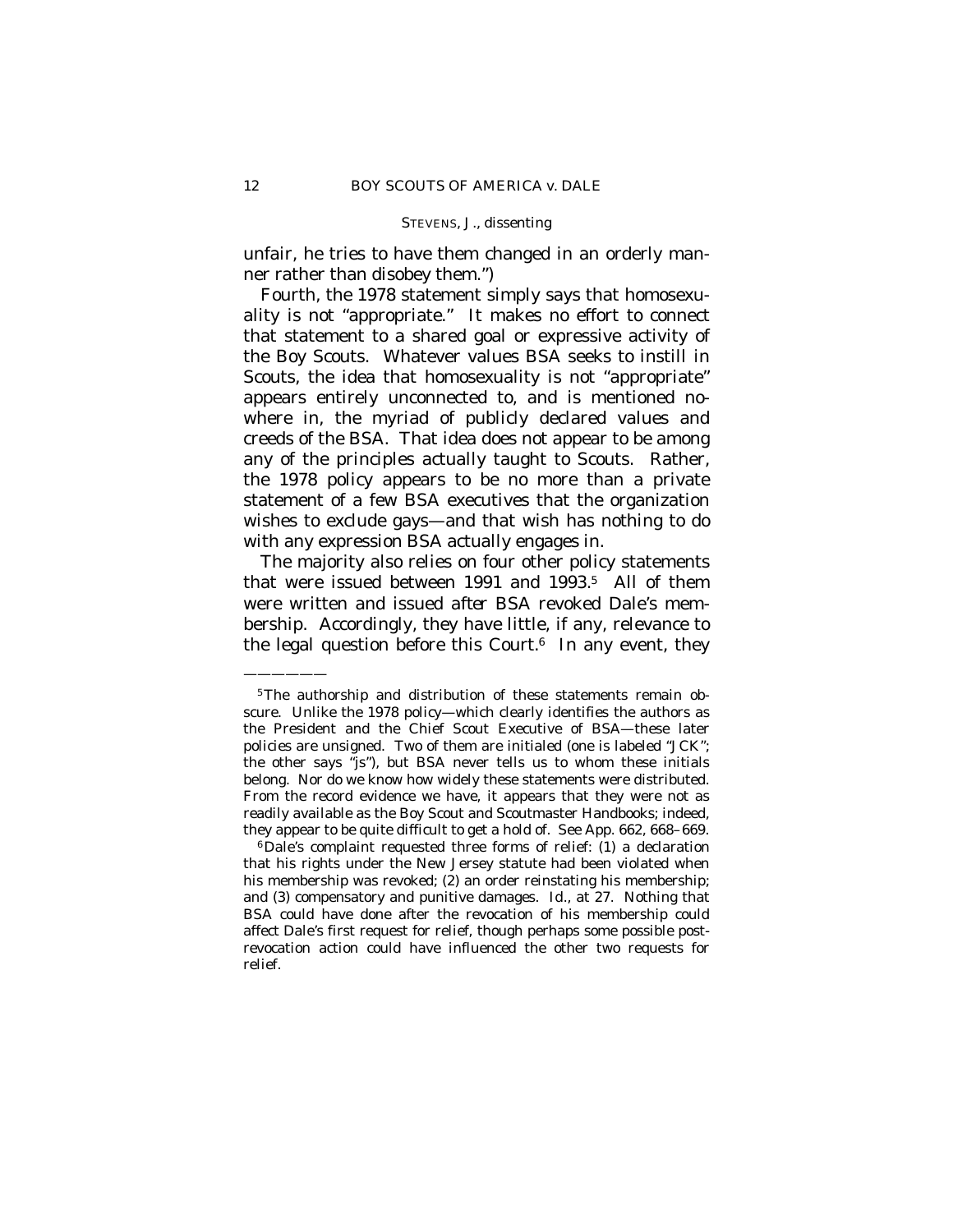unfair, he tries to have them changed in an orderly manner rather than disobey them.")

Fourth, the 1978 statement simply says that homosexuality is not "appropriate." It makes no effort to connect that statement to a shared goal or expressive activity of the Boy Scouts. Whatever values BSA seeks to instill in Scouts, the idea that homosexuality is not "appropriate" appears entirely unconnected to, and is mentioned nowhere in, the myriad of publicly declared values and creeds of the BSA. That idea does not appear to be among any of the principles actually taught to Scouts. Rather, the 1978 policy appears to be no more than a private statement of a few BSA executives that the organization wishes to exclude gays—and that wish has nothing to do with any expression BSA actually engages in.

The majority also relies on four other policy statements that were issued between 1991 and 1993.[5] All of them were written and issued *after* BSA revoked Dale's membership. Accordingly, they have little, if any, relevance to the legal question before this Court.[6] In any event, they

---

[5] The authorship and distribution of these statements remain obscure. Unlike the 1978 policy—which clearly identifies the authors as the President and the Chief Scout Executive of BSA—these later policies are unsigned. Two of them are initialed (one is labeled "JCK"; the other says "js"), but BSA never tells us to whom these initials belong. Nor do we know how widely these statements were distributed. From the record evidence we have, it appears that they were not as readily available as the Boy Scout and Scoutmaster Handbooks; indeed, they appear to be quite difficult to get a hold of. See App. 662, 668–669.

[6] Dale's complaint requested three forms of relief: (1) a declaration that his rights under the New Jersey statute had been violated when his membership was revoked; (2) an order reinstating his membership; and (3) compensatory and punitive damages. *Id.*, at 27. Nothing that BSA could have done after the revocation of his membership could affect Dale's first request for relief, though perhaps some possible post-revocation action could have influenced the other two requests for relief.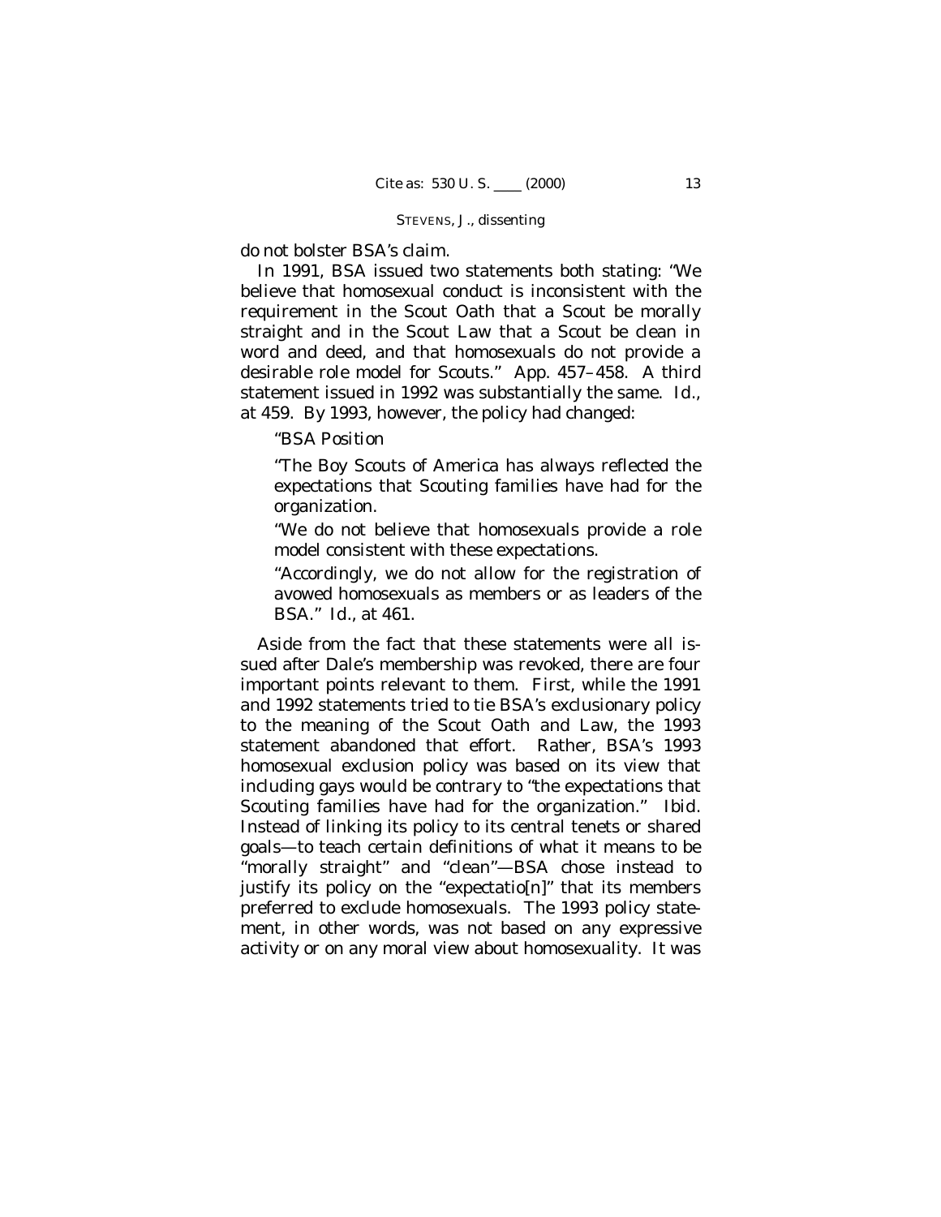do not bolster BSA's claim.

In 1991, BSA issued two statements both stating: "We believe that homosexual conduct is inconsistent with the requirement in the Scout Oath that a Scout be morally straight and in the Scout Law that a Scout be clean in word and deed, and that homosexuals do not provide a desirable role model for Scouts." App. 457–458. A third statement issued in 1992 was substantially the same. *Id.*, at 459. By 1993, however, the policy had changed:

> "BSA Position
>
> "The Boy Scouts of America has always reflected the expectations that Scouting families have had for the organization.
>
> "We do not believe that homosexuals provide a role model consistent with these expectations.
>
> "Accordingly, we do not allow for the registration of avowed homosexuals as members or as leaders of the BSA." *Id.*, at 461.

Aside from the fact that these statements were all issued after Dale's membership was revoked, there are four important points relevant to them. First, while the 1991 and 1992 statements tried to tie BSA's exclusionary policy to the meaning of the Scout Oath and Law, the 1993 statement abandoned that effort. Rather, BSA's 1993 homosexual exclusion policy was based on its view that including gays would be contrary to "the expectations that Scouting families have had for the organization." *Ibid.* Instead of linking its policy to its central tenets or shared goals—to teach certain definitions of what it means to be "morally straight" and "clean"—BSA chose instead to justify its policy on the "expectatio[n]" that its members preferred to exclude homosexuals. The 1993 policy statement, in other words, was not based on any expressive activity or on any moral view about homosexuality. It was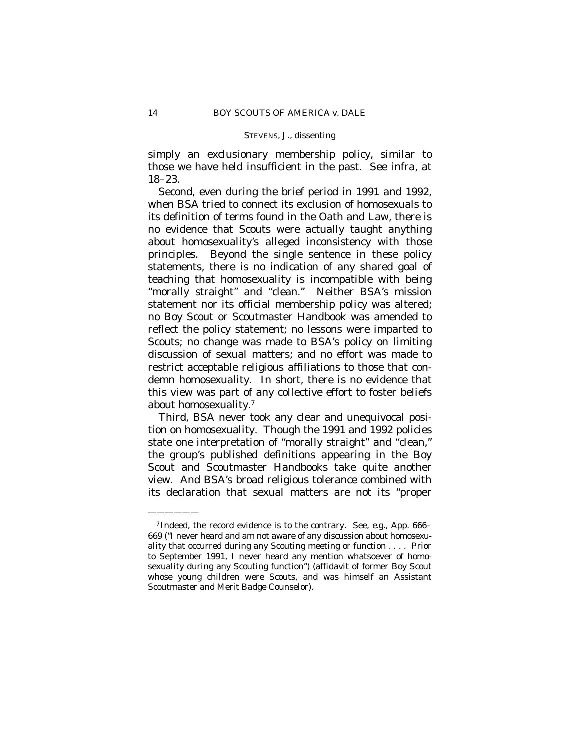simply an exclusionary membership policy, similar to those we have held insufficient in the past. See *infra,* at 18–23.

Second, even during the brief period in 1991 and 1992, when BSA tried to connect its exclusion of homosexuals to its definition of terms found in the Oath and Law, there is no evidence that Scouts were actually taught anything about homosexuality's alleged inconsistency with those principles. Beyond the single sentence in these policy statements, there is no indication of any shared goal of teaching that homosexuality is incompatible with being "morally straight" and "clean." Neither BSA's mission statement nor its official membership policy was altered; no Boy Scout or Scoutmaster Handbook was amended to reflect the policy statement; no lessons were imparted to Scouts; no change was made to BSA's policy on limiting discussion of sexual matters; and no effort was made to restrict acceptable religious affiliations to those that condemn homosexuality. In short, there is no evidence that this view was part of any collective effort to foster beliefs about homosexuality.[7]

Third, BSA never took any clear and unequivocal position on homosexuality. Though the 1991 and 1992 policies state one interpretation of "morally straight" and "clean," the group's published definitions appearing in the Boy Scout and Scoutmaster Handbooks take quite another view. And BSA's broad religious tolerance combined with its declaration that sexual matters are not its "proper

---

[7] Indeed, the record evidence is to the contrary. See, *e.g.,* App. 666–669 ("I never heard and am not aware of any discussion about homosexuality that occurred during any Scouting meeting or function . . . . Prior to September 1991, I never heard any mention whatsoever of homosexuality during any Scouting function") (affidavit of former Boy Scout whose young children were Scouts, and was himself an Assistant Scoutmaster and Merit Badge Counselor).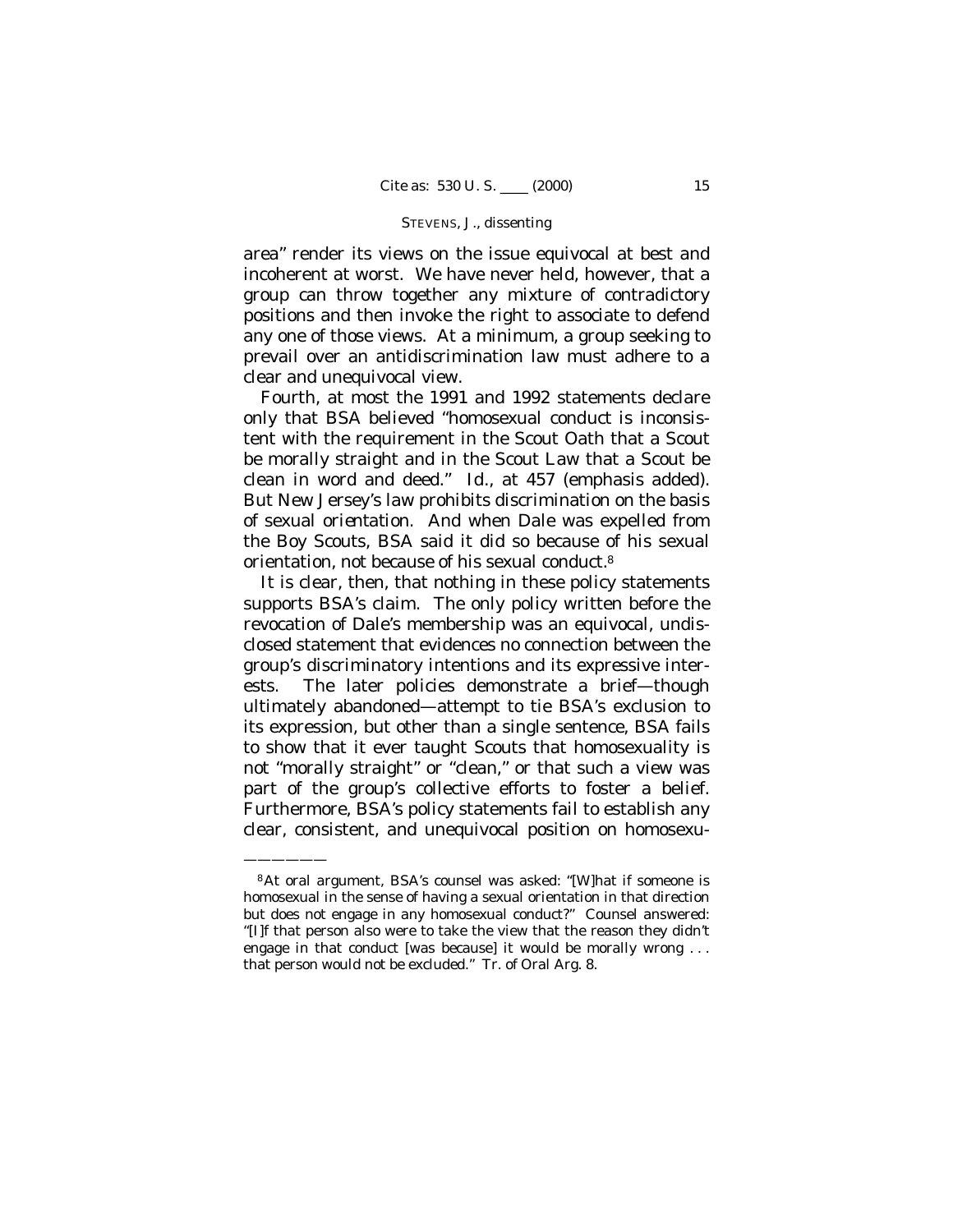area" render its views on the issue equivocal at best and incoherent at worst. We have never held, however, that a group can throw together any mixture of contradictory positions and then invoke the right to associate to defend any one of those views. At a minimum, a group seeking to prevail over an antidiscrimination law must adhere to a clear and unequivocal view.

Fourth, at most the 1991 and 1992 statements declare only that BSA believed "homosexual *conduct* is inconsistent with the requirement in the Scout Oath that a Scout be morally straight and in the Scout Law that a Scout be clean in word and deed." *Id.*, at 457 (emphasis added). But New Jersey's law prohibits discrimination on the basis of sexual *orientation*. And when Dale was expelled from the Boy Scouts, BSA said it did so because of his sexual orientation, not because of his sexual conduct.[8]

It is clear, then, that nothing in these policy statements supports BSA's claim. The only policy written before the revocation of Dale's membership was an equivocal, undisclosed statement that evidences no connection between the group's discriminatory intentions and its expressive interests. The later policies demonstrate a brief—though ultimately abandoned—attempt to tie BSA's exclusion to its expression, but other than a single sentence, BSA fails to show that it ever taught Scouts that homosexuality is not "morally straight" or "clean," or that such a view was part of the group's collective efforts to foster a belief. Furthermore, BSA's policy statements fail to establish any clear, consistent, and unequivocal position on homosexu-

---

[8] At oral argument, BSA's counsel was asked: "[W]hat if someone is homosexual in the sense of having a sexual orientation in that direction but does not engage in any homosexual conduct?" Counsel answered: "[I]f that person also were to take the view that the reason they didn't engage in that conduct [was because] it would be morally wrong . . . that person would not be excluded." Tr. of Oral Arg. 8.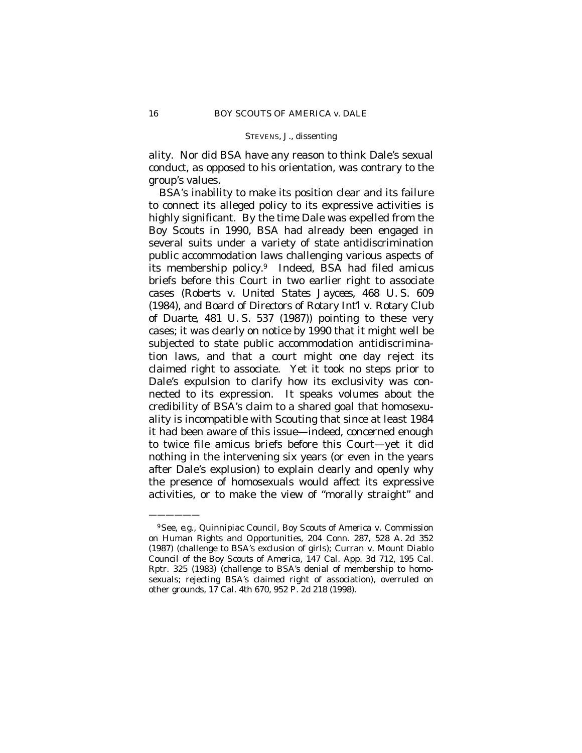ality. Nor did BSA have any reason to think Dale's sexual conduct, as opposed to his orientation, was contrary to the group's values.

BSA's inability to make its position clear and its failure to connect its alleged policy to its expressive activities is highly significant. By the time Dale was expelled from the Boy Scouts in 1990, BSA had already been engaged in several suits under a variety of state antidiscrimination public accommodation laws challenging various aspects of its membership policy.[9] Indeed, BSA had filed amicus briefs before this Court in two earlier right to associate cases (*Roberts* v. *United States Jaycees*, 468 U. S. 609 (1984), and *Board of Directors of Rotary Int'l* v. *Rotary Club of Duarte*, 481 U. S. 537 (1987)) pointing to these very cases; it was clearly on notice by 1990 that it might well be subjected to state public accommodation antidiscrimination laws, and that a court might one day reject its claimed right to associate. Yet it took no steps prior to Dale's expulsion to clarify how its exclusivity was connected to its expression. It speaks volumes about the credibility of BSA's claim to a shared goal that homosexuality is incompatible with Scouting that since at least 1984 it had been aware of this issue—indeed, concerned enough to twice file amicus briefs before this Court—yet it did nothing in the intervening six years (or even in the years after Dale's explusion) to explain clearly and openly why the presence of homosexuals would affect its expressive activities, or to make the view of "morally straight" and

---

[9] See, *e.g.*, *Quinnipiac Council, Boy Scouts of America* v. *Commission on Human Rights and Opportunities*, 204 Conn. 287, 528 A. 2d 352 (1987) (challenge to BSA's exclusion of girls); *Curran* v. *Mount Diablo Council of the Boy Scouts of America*, 147 Cal. App. 3d 712, 195 Cal. Rptr. 325 (1983) (challenge to BSA's denial of membership to homosexuals; rejecting BSA's claimed right of association), overruled on other grounds, 17 Cal. 4th 670, 952 P. 2d 218 (1998).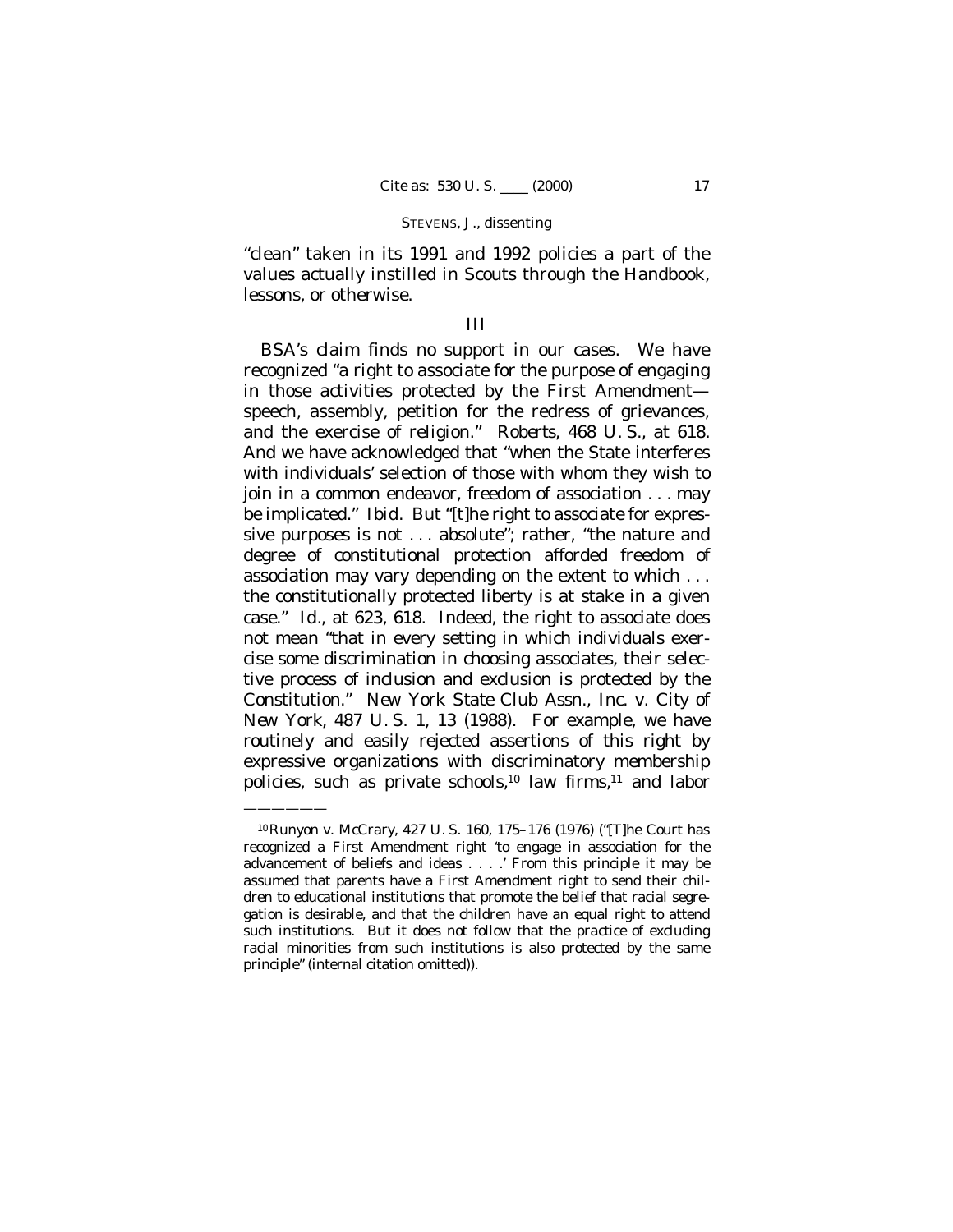"clean" taken in its 1991 and 1992 policies a part of the values actually instilled in Scouts through the Handbook, lessons, or otherwise.

III

BSA's claim finds no support in our cases. We have recognized "a right to associate for the purpose of engaging in those activities protected by the First Amendment—speech, assembly, petition for the redress of grievances, and the exercise of religion." *Roberts*, 468 U. S., at 618. And we have acknowledged that "when the State interferes with individuals' selection of those with whom they wish to join in a common endeavor, freedom of association . . . may be implicated." *Ibid.* But "[t]he right to associate for expressive purposes is not . . . absolute"; rather, "the nature and degree of constitutional protection afforded freedom of association may vary depending on the extent to which . . . the constitutionally protected liberty is at stake in a given case." *Id.*, at 623, 618. Indeed, the right to associate does not mean "that in every setting in which individuals exercise some discrimination in choosing associates, their selective process of inclusion and exclusion is protected by the Constitution." *New York State Club Assn., Inc.* v. *City of New York*, 487 U. S. 1, 13 (1988). For example, we have routinely and easily rejected assertions of this right by expressive organizations with discriminatory membership policies, such as private schools,[10] law firms,[11] and labor

---

[10] *Runyon* v. *McCrary*, 427 U. S. 160, 175–176 (1976) ("[T]he Court has recognized a First Amendment right 'to engage in association for the advancement of beliefs and ideas . . . .' From this principle it may be assumed that parents have a First Amendment right to send their children to educational institutions that promote the belief that racial segregation is desirable, and that the children have an equal right to attend such institutions. But it does not follow that the practice of excluding racial minorities from such institutions is also protected by the same principle" (internal citation omitted)).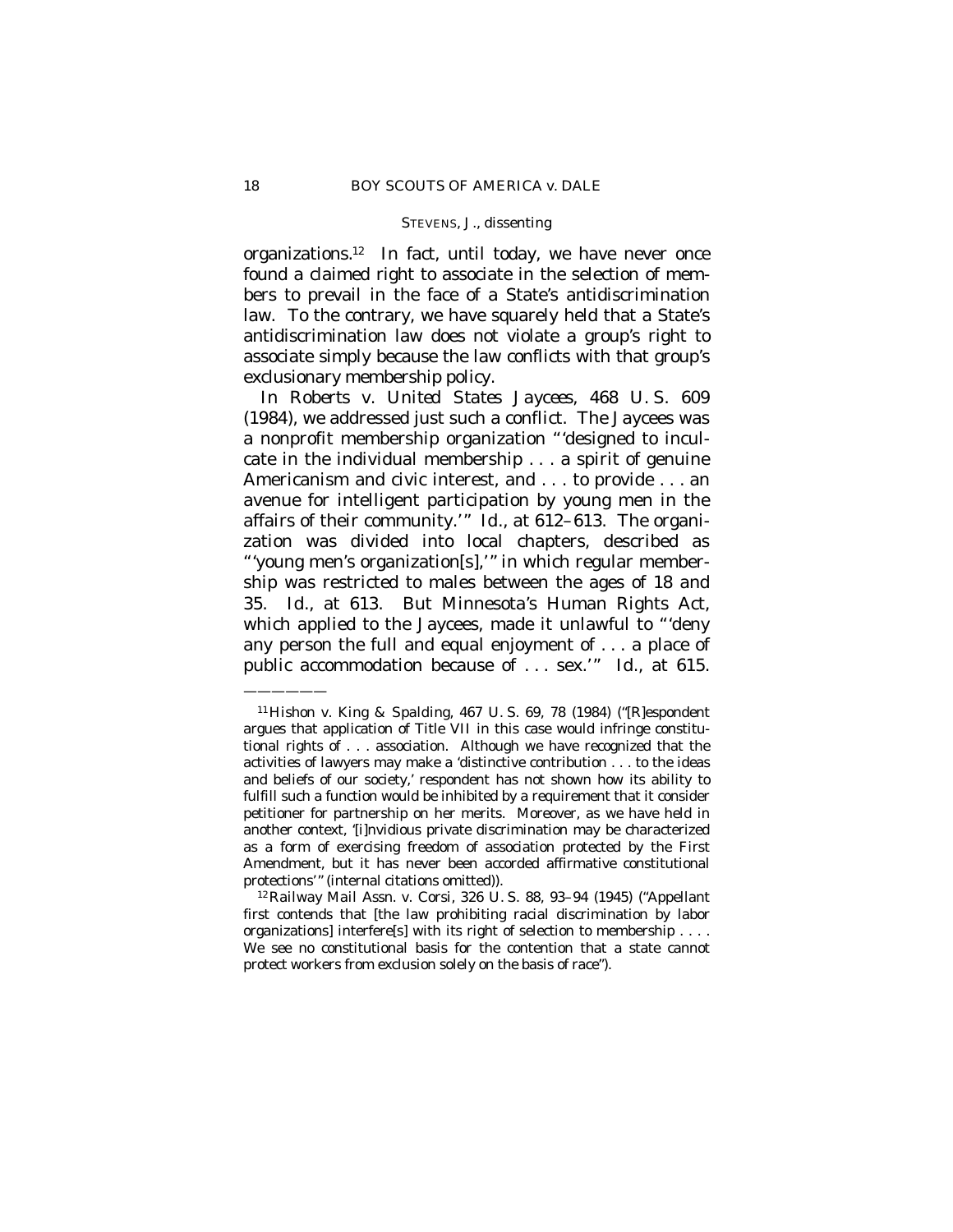organizations.[12] In fact, until today, we have never once found a claimed right to associate in the selection of members to prevail in the face of a State's antidiscrimination law. To the contrary, we have squarely held that a State's antidiscrimination law does not violate a group's right to associate simply because the law conflicts with that group's exclusionary membership policy.

In *Roberts* v. *United States Jaycees*, 468 U. S. 609 (1984), we addressed just such a conflict. The Jaycees was a nonprofit membership organization "'designed to inculcate in the individual membership . . . a spirit of genuine Americanism and civic interest, and . . . to provide . . . an avenue for intelligent participation by young men in the affairs of their community.'" *Id.*, at 612–613. The organization was divided into local chapters, described as "'young men's organization[s],'" in which regular membership was restricted to males between the ages of 18 and 35. *Id.*, at 613. But Minnesota's Human Rights Act, which applied to the Jaycees, made it unlawful to "'deny any person the full and equal enjoyment of . . . a place of public accommodation because of . . . sex.'" *Id.*, at 615.

---

[11] *Hishon* v. *King & Spalding*, 467 U. S. 69, 78 (1984) ("[R]espondent argues that application of Title VII in this case would infringe constitutional rights of . . . association. Although we have recognized that the activities of lawyers may make a 'distinctive contribution . . . to the ideas and beliefs of our society,' respondent has not shown how its ability to fulfill such a function would be inhibited by a requirement that it consider petitioner for partnership on her merits. Moreover, as we have held in another context, '[i]nvidious private discrimination may be characterized as a form of exercising freedom of association protected by the First Amendment, but it has never been accorded affirmative constitutional protections'" (internal citations omitted)).

[12] *Railway Mail Assn.* v. *Corsi*, 326 U. S. 88, 93–94 (1945) ("Appellant first contends that [the law prohibiting racial discrimination by labor organizations] interfere[s] with its right of selection to membership . . . . We see no constitutional basis for the contention that a state cannot protect workers from exclusion solely on the basis of race").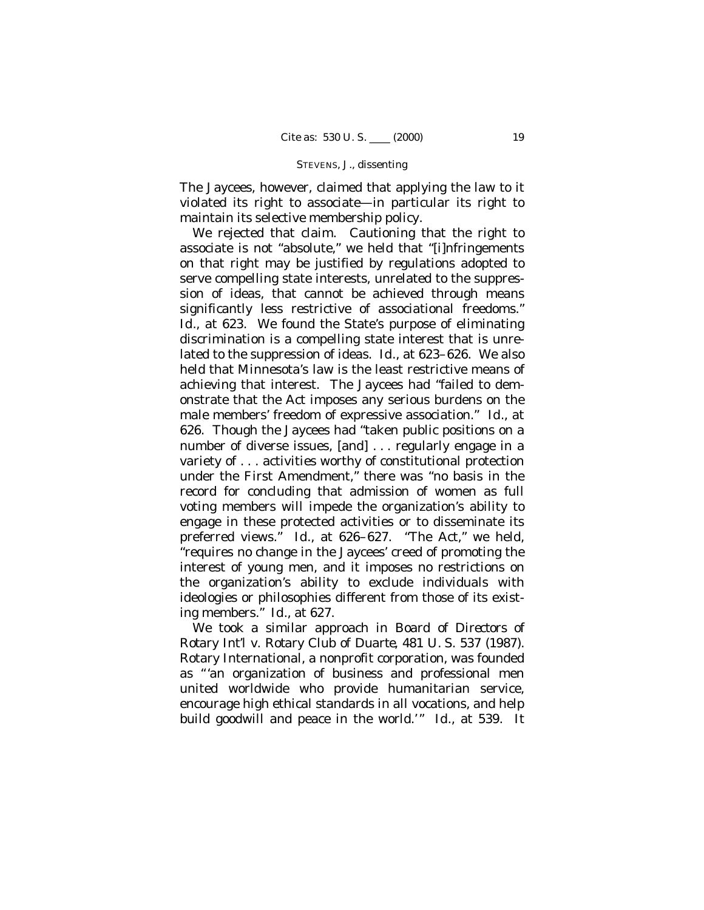The Jaycees, however, claimed that applying the law to it violated its right to associate—in particular its right to maintain its selective membership policy.

We rejected that claim. Cautioning that the right to associate is not "absolute," we held that "[i]nfringements on that right may be justified by regulations adopted to serve compelling state interests, unrelated to the suppression of ideas, that cannot be achieved through means significantly less restrictive of associational freedoms." *Id.*, at 623. We found the State's purpose of eliminating discrimination is a compelling state interest that is unrelated to the suppression of ideas. *Id.*, at 623–626. We also held that Minnesota's law is the least restrictive means of achieving that interest. The Jaycees had "failed to demonstrate that the Act imposes any serious burdens on the male members' freedom of expressive association." *Id.*, at 626. Though the Jaycees had "taken public positions on a number of diverse issues, [and] . . . regularly engage in a variety of . . . activities worthy of constitutional protection under the First Amendment," there was "no basis in the record for concluding that admission of women as full voting members will impede the organization's ability to engage in these protected activities or to disseminate its preferred views." *Id.*, at 626–627. "The Act," we held, "requires no change in the Jaycees' creed of promoting the interest of young men, and it imposes no restrictions on the organization's ability to exclude individuals with ideologies or philosophies different from those of its existing members." *Id.*, at 627.

We took a similar approach in *Board of Directors of Rotary Int'l* v. *Rotary Club of Duarte*, 481 U. S. 537 (1987). Rotary International, a nonprofit corporation, was founded as "'an organization of business and professional men united worldwide who provide humanitarian service, encourage high ethical standards in all vocations, and help build goodwill and peace in the world.'" *Id.*, at 539. It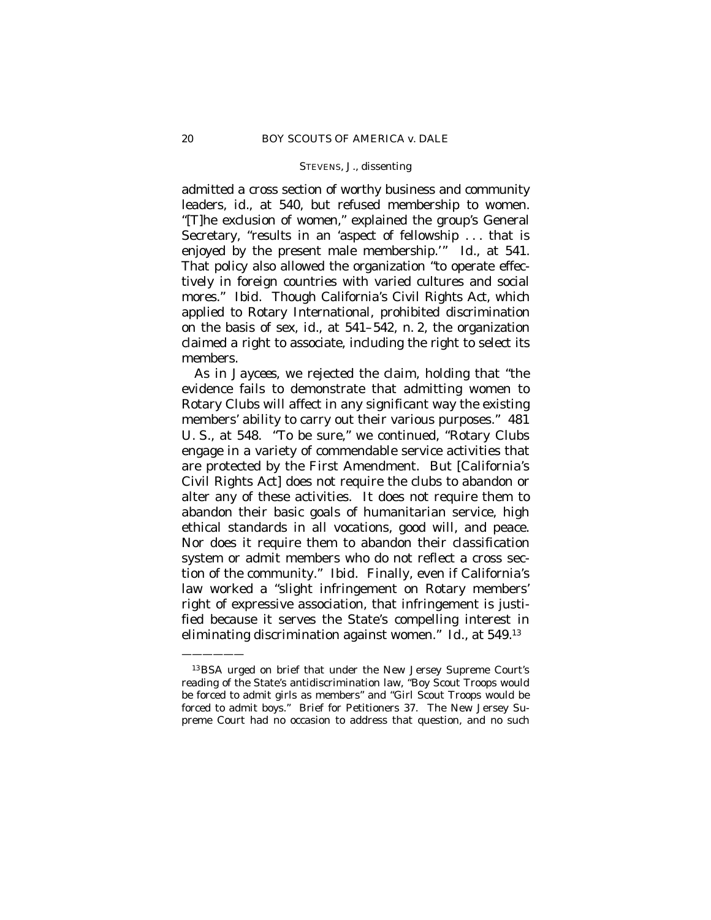admitted a cross section of worthy business and community leaders, *id.*, at 540, but refused membership to women. "[T]he exclusion of women," explained the group's General Secretary, "results in an 'aspect of fellowship . . . that is enjoyed by the present male membership.'" *Id.*, at 541. That policy also allowed the organization "to operate effectively in foreign countries with varied cultures and social mores." *Ibid.* Though California's Civil Rights Act, which applied to Rotary International, prohibited discrimination on the basis of sex, *id.*, at 541–542, n. 2, the organization claimed a right to associate, including the right to select its members.

As in *Jaycees*, we rejected the claim, holding that "the evidence fails to demonstrate that admitting women to Rotary Clubs will affect in any significant way the existing members' ability to carry out their various purposes." 481 U. S., at 548. "To be sure," we continued, "Rotary Clubs engage in a variety of commendable service activities that are protected by the First Amendment. But [California's Civil Rights Act] does not require the clubs to abandon or alter any of these activities. It does not require them to abandon their basic goals of humanitarian service, high ethical standards in all vocations, good will, and peace. Nor does it require them to abandon their classification system or admit members who do not reflect a cross section of the community." *Ibid.* Finally, even if California's law worked a "slight infringement on Rotary members' right of expressive association, that infringement is justified because it serves the State's compelling interest in eliminating discrimination against women." *Id.*, at 549.[13]

---

[13] BSA urged on brief that under the New Jersey Supreme Court's reading of the State's antidiscrimination law, "Boy Scout Troops would be forced to admit girls as members" and "Girl Scout Troops would be forced to admit boys." Brief for Petitioners 37. The New Jersey Supreme Court had no occasion to address that question, and no such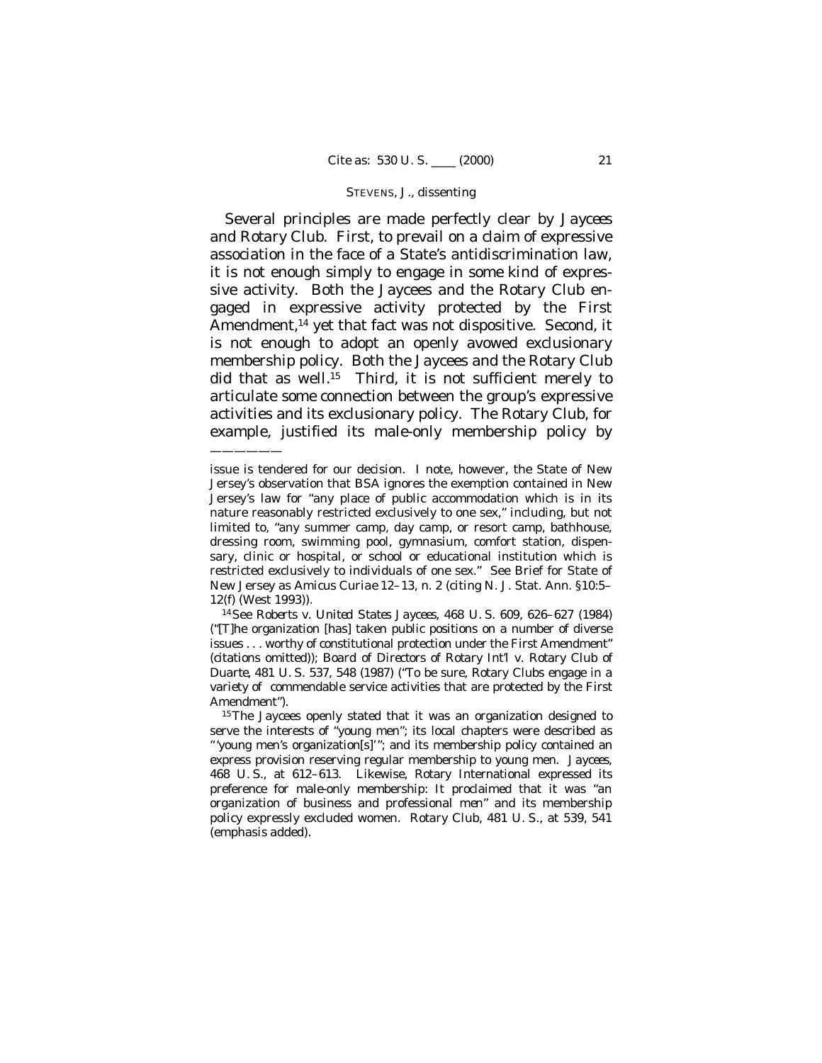Several principles are made perfectly clear by *Jaycees* and *Rotary Club*. First, to prevail on a claim of expressive association in the face of a State's antidiscrimination law, it is not enough simply to engage in *some kind* of expressive activity. Both the Jaycees and the Rotary Club engaged in expressive activity protected by the First Amendment,[14] yet that fact was not dispositive. Second, it is not enough to adopt an openly avowed exclusionary membership policy. Both the Jaycees and the Rotary Club did that as well.[15] Third, it is not sufficient merely to articulate *some* connection between the group's expressive activities and its exclusionary policy. The Rotary Club, for example, justified its male-only membership policy by

———————

issue is tendered for our decision. I note, however, the State of New Jersey's observation that BSA ignores the exemption contained in New Jersey's law for "any place of public accommodation which is in its nature reasonably restricted exclusively to one sex," including, but not limited to, "any summer camp, day camp, or resort camp, bathhouse, dressing room, swimming pool, gymnasium, comfort station, dispensary, clinic or hospital, or school or educational institution which is restricted exclusively to individuals of one sex." See Brief for State of New Jersey as *Amicus Curiae* 12–13, n. 2 (citing N. J. Stat. Ann. §10:5–12(f) (West 1993)).

[14] See *Roberts* v. *United States Jaycees*, 468 U. S. 609, 626–627 (1984) ("[T]he organization [has] taken public positions on a number of diverse issues . . . worthy of constitutional protection under the First Amendment" (citations omitted)); *Board of Directors of Rotary Int'l* v. *Rotary Club of Duarte*, 481 U. S. 537, 548 (1987) ("To be sure, Rotary Clubs engage in a variety of commendable service activities that are protected by the First Amendment").

[15] The Jaycees openly stated that it was an organization designed to serve the interests of "young men"; its local chapters were described as "'young men's organization[s]'"; and its membership policy contained an express provision reserving regular membership to young men. *Jaycees*, 468 U. S., at 612–613. Likewise, Rotary International expressed its preference for male-only membership: It proclaimed that it was "an organization of business and professional *men*" and its membership policy expressly excluded women. *Rotary Club*, 481 U. S., at 539, 541 (emphasis added).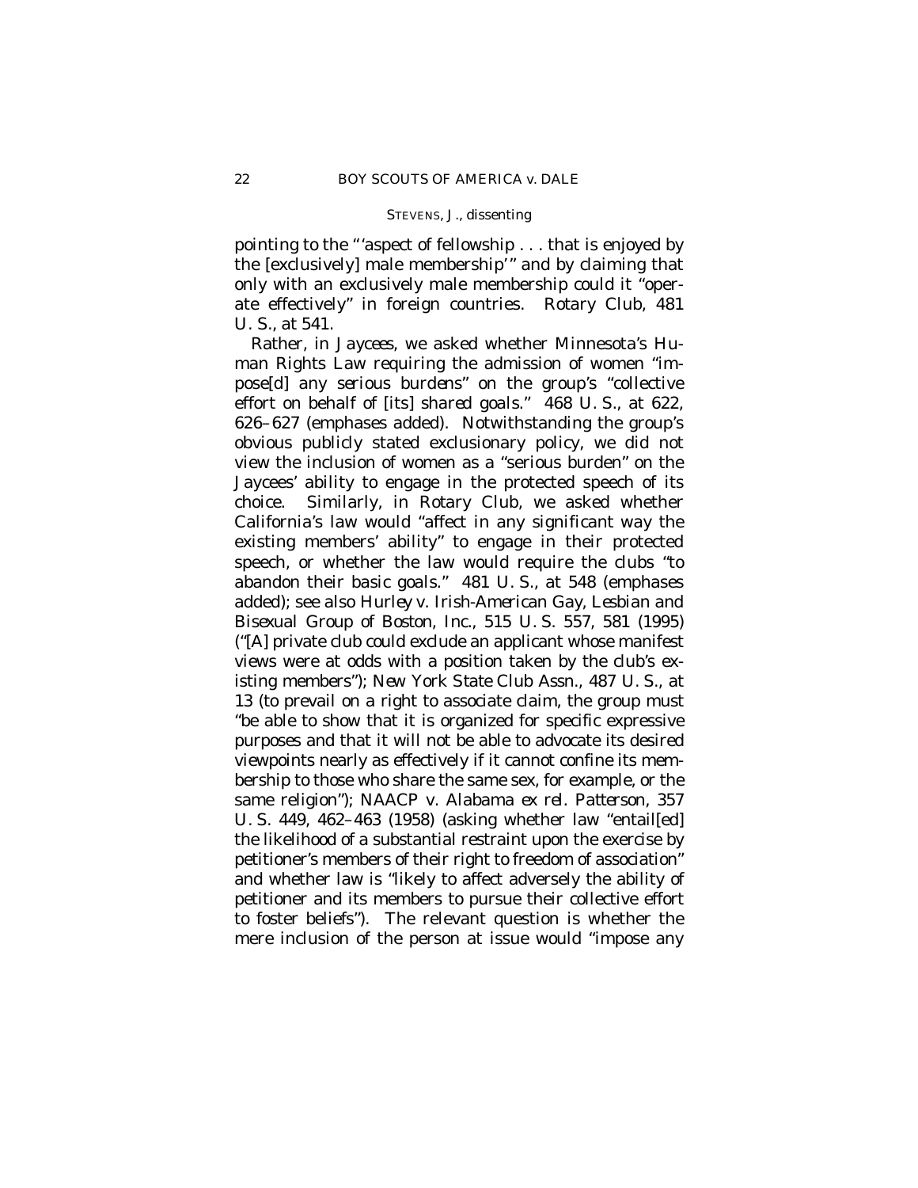pointing to the " 'aspect of fellowship . . . that is enjoyed by the [exclusively] male membership' " and by claiming that only with an exclusively male membership could it "operate effectively" in foreign countries. *Rotary Club*, 481 U. S., at 541.

Rather, in *Jaycees*, we asked whether Minnesota's Human Rights Law requiring the admission of women "impose[d] any *serious burdens*" on the group's "collective effort on behalf of [its] *shared goals*." 468 U. S., at 622, 626–627 (emphases added). Notwithstanding the group's obvious publicly stated exclusionary policy, we did not view the inclusion of women as a "serious burden" on the Jaycees' ability to engage in the protected speech of its choice. Similarly, in *Rotary Club*, we asked whether California's law would "affect in any *significant* way the existing members' ability" to engage in their protected speech, or whether the law would require the clubs "to abandon their *basic goals*." 481 U. S., at 548 (emphases added); see also *Hurley* v. *Irish-American Gay, Lesbian and Bisexual Group of Boston, Inc.*, 515 U. S. 557, 581 (1995) ("[A] private club could exclude an applicant whose manifest views were at odds with a position taken by the club's existing members"); *New York State Club Assn.*, 487 U. S., at 13 (to prevail on a right to associate claim, the group must "be able to show that it is organized for specific expressive purposes and that it will not be able to advocate its desired viewpoints nearly as effectively if it cannot confine its membership to those who share the same sex, for example, or the same religion"); *NAACP* v. *Alabama ex rel. Patterson*, 357 U. S. 449, 462–463 (1958) (asking whether law "entail[ed] the likelihood of a substantial restraint upon the exercise by petitioner's members of their right to freedom of association" and whether law is "likely to affect adversely the ability of petitioner and its members to pursue their collective effort to foster beliefs"). The relevant question is whether the mere inclusion of the person at issue would "impose any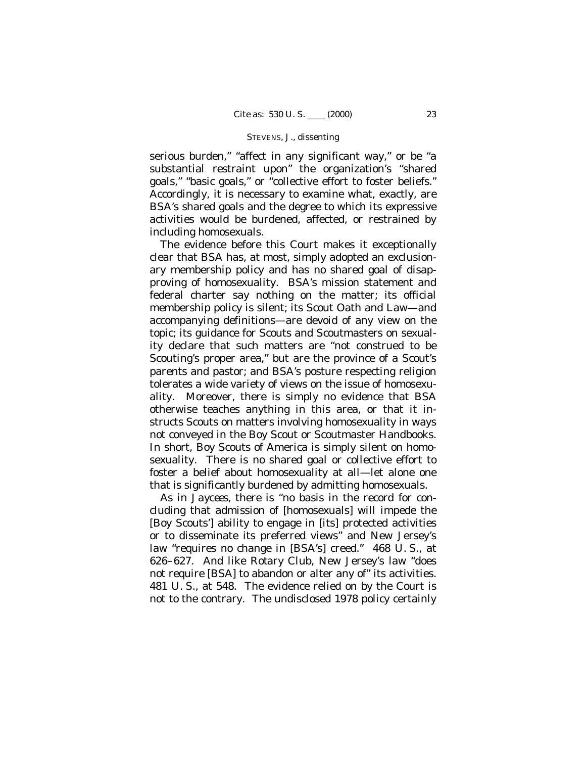serious burden," "affect in any significant way," or be "a substantial restraint upon" the organization's "shared goals," "basic goals," or "collective effort to foster beliefs." Accordingly, it is necessary to examine what, exactly, are BSA's shared goals and the degree to which its expressive activities would be burdened, affected, or restrained by including homosexuals.

The evidence before this Court makes it exceptionally clear that BSA has, at most, simply adopted an exclusionary membership policy and has no shared goal of disapproving of homosexuality. BSA's mission statement and federal charter say nothing on the matter; its official membership policy is silent; its Scout Oath and Law—and accompanying definitions—are devoid of any view on the topic; its guidance for Scouts and Scoutmasters on sexuality declare that such matters are "not construed to be Scouting's proper area," but are the province of a Scout's parents and pastor; and BSA's posture respecting religion tolerates a wide variety of views on the issue of homosexuality. Moreover, there is simply no evidence that BSA otherwise teaches anything in this area, or that it instructs Scouts on matters involving homosexuality in ways not conveyed in the Boy Scout or Scoutmaster Handbooks. In short, Boy Scouts of America is simply silent on homosexuality. There is no shared goal or collective effort to foster a belief about homosexuality at all—let alone one that is significantly burdened by admitting homosexuals.

As in *Jaycees*, there is "no basis in the record for concluding that admission of [homosexuals] will impede the [Boy Scouts'] ability to engage in [its] protected activities or to disseminate its preferred views" and New Jersey's law "requires no change in [BSA's] creed." 468 U. S., at 626–627. And like Rotary Club, New Jersey's law "does not require [BSA] to abandon or alter any of" its activities. 481 U. S., at 548. The evidence relied on by the Court is not to the contrary. The undisclosed 1978 policy certainly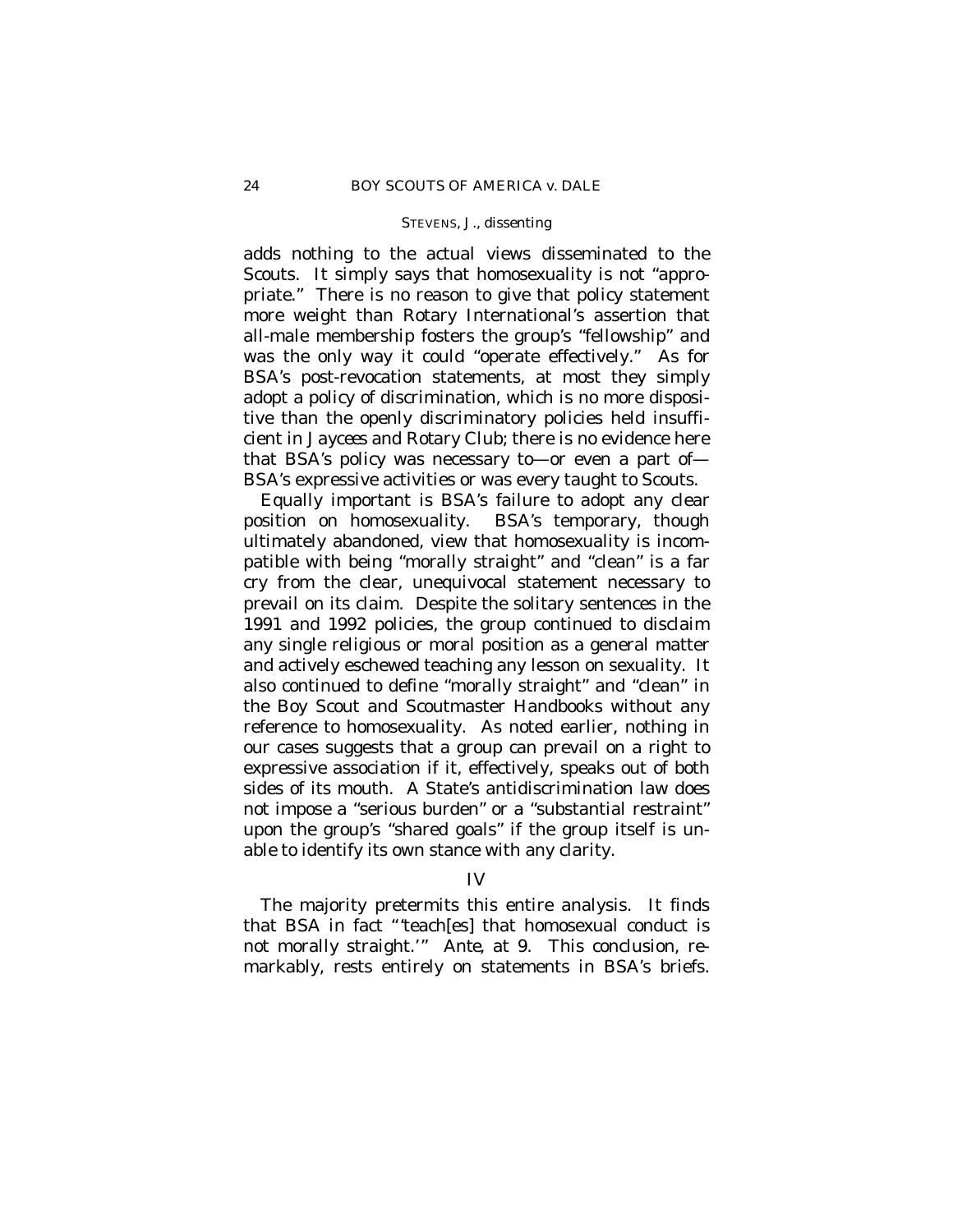adds nothing to the actual views disseminated to the Scouts. It simply says that homosexuality is not "appropriate." There is no reason to give that policy statement more weight than Rotary International's assertion that all-male membership fosters the group's "fellowship" and was the only way it could "operate effectively." As for BSA's post-revocation statements, at most they simply adopt a policy of discrimination, which is no more dispositive than the openly discriminatory policies held insufficient in *Jaycees* and *Rotary Club*; there is no evidence here that BSA's policy was necessary to—or even a part of—BSA's expressive activities or was every taught to Scouts.

Equally important is BSA's failure to adopt any clear position on homosexuality. BSA's temporary, though ultimately abandoned, view that homosexuality is incompatible with being "morally straight" and "clean" is a far cry from the clear, unequivocal statement necessary to prevail on its claim. Despite the solitary sentences in the 1991 and 1992 policies, the group continued to disclaim any single religious or moral position as a general matter and actively eschewed teaching any lesson on sexuality. It also continued to define "morally straight" and "clean" in the Boy Scout and Scoutmaster Handbooks without any reference to homosexuality. As noted earlier, nothing in our cases suggests that a group can prevail on a right to expressive association if it, effectively, speaks out of both sides of its mouth. A State's antidiscrimination law does not impose a "serious burden" or a "substantial restraint" upon the group's "shared goals" if the group itself is unable to identify its own stance with any clarity.

## IV

The majority pretermits this entire analysis. It finds that BSA in fact "'teach[es] that homosexual conduct is not morally straight.'" *Ante*, at 9. This conclusion, remarkably, rests entirely on statements in BSA's briefs.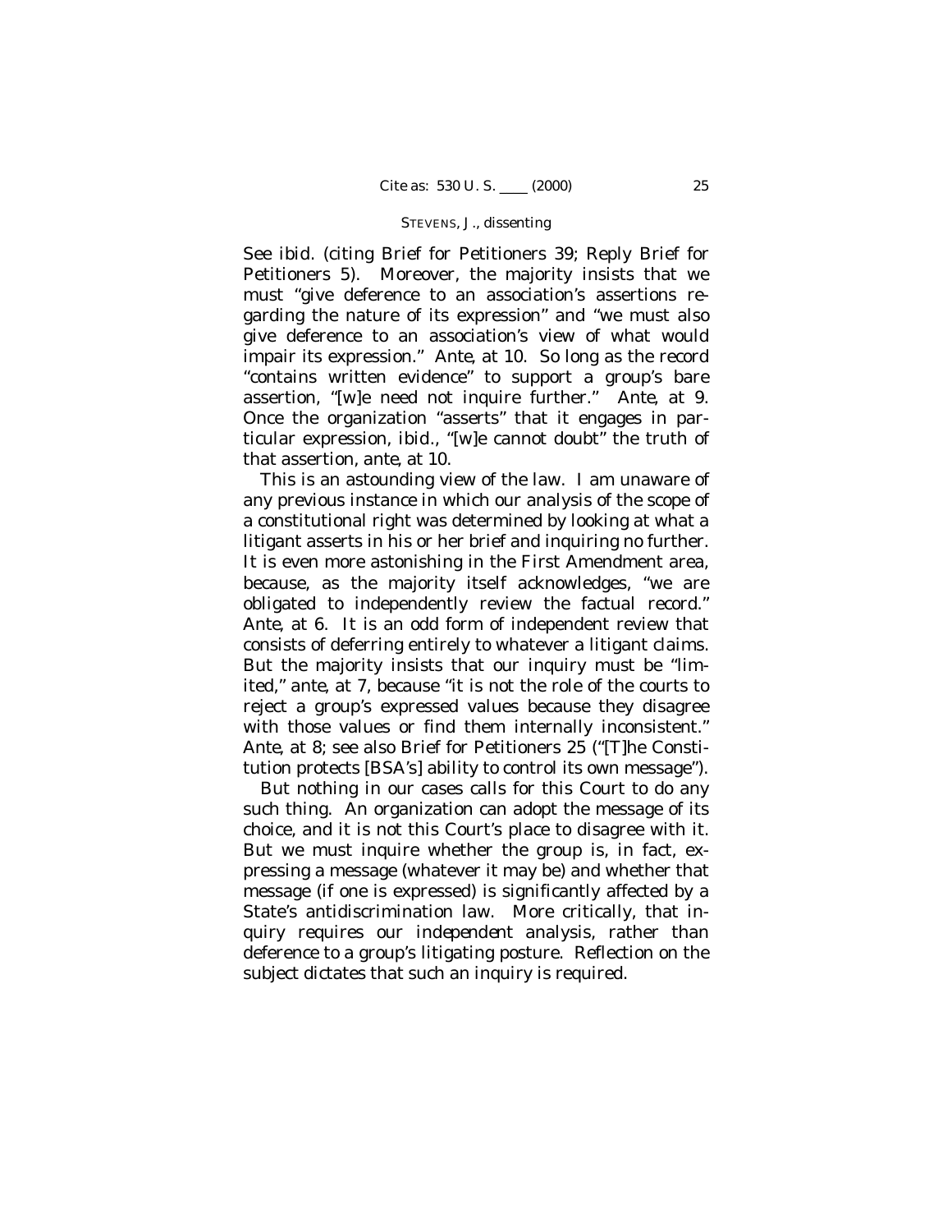See *ibid.* (citing Brief for Petitioners 39; Reply Brief for Petitioners 5). Moreover, the majority insists that we must "give deference to an association's assertions regarding the nature of its expression" and "we must also give deference to an association's view of what would impair its expression." *Ante*, at 10. So long as the record "contains written evidence" to support a group's bare assertion, "[w]e need not inquire further." *Ante*, at 9. Once the organization "asserts" that it engages in particular expression, *ibid.*, "[w]e cannot doubt" the truth of that assertion, *ante*, at 10.

This is an astounding view of the law. I am unaware of any previous instance in which our analysis of the scope of a constitutional right was determined by looking at what a litigant asserts in his or her brief and inquiring no further. It is even more astonishing in the First Amendment area, because, as the majority itself acknowledges, "we are obligated to independently review the factual record." *Ante*, at 6. It is an odd form of independent review that consists of deferring entirely to whatever a litigant claims. But the majority insists that our inquiry must be "limited," *ante*, at 7, because "it is not the role of the courts to reject a group's expressed values because they disagree with those values or find them internally inconsistent." *Ante*, at 8; see also Brief for Petitioners 25 ("[T]he Constitution protects [BSA's] ability to control its own message").

But nothing in our cases calls for this Court to do any such thing. An organization can adopt the message of its choice, and it is not this Court's place to disagree with it. But we must inquire whether the group is, in fact, expressing a message (whatever it may be) and whether that message (if one is expressed) is significantly affected by a State's antidiscrimination law. More critically, that inquiry requires our *independent* analysis, rather than deference to a group's litigating posture. Reflection on the subject dictates that such an inquiry is required.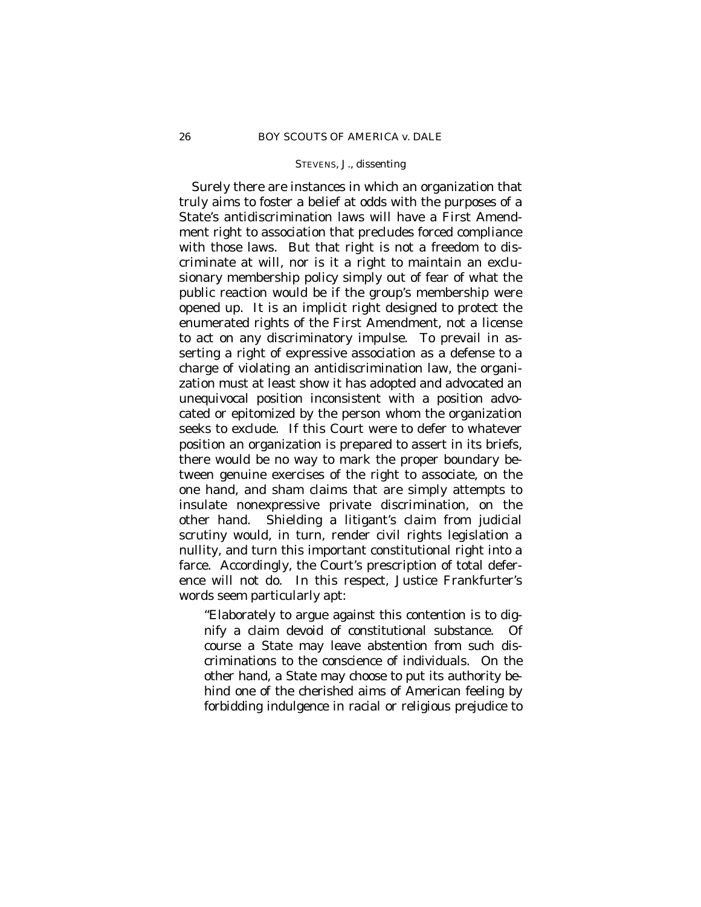Surely there are instances in which an organization that truly aims to foster a belief at odds with the purposes of a State's antidiscrimination laws will have a First Amendment right to association that precludes forced compliance with those laws. But that right is not a freedom to discriminate at will, nor is it a right to maintain an exclusionary membership policy simply out of fear of what the public reaction would be if the group's membership were opened up. It is an implicit right designed to protect the enumerated rights of the First Amendment, not a license to act on any discriminatory impulse. To prevail in asserting a right of expressive association as a defense to a charge of violating an antidiscrimination law, the organization must at least show it has adopted and advocated an unequivocal position inconsistent with a position advocated or epitomized by the person whom the organization seeks to exclude. If this Court were to defer to whatever position an organization is prepared to assert in its briefs, there would be no way to mark the proper boundary between genuine exercises of the right to associate, on the one hand, and sham claims that are simply attempts to insulate nonexpressive private discrimination, on the other hand. Shielding a litigant's claim from judicial scrutiny would, in turn, render civil rights legislation a nullity, and turn this important constitutional right into a farce. Accordingly, the Court's prescription of total deference will not do. In this respect, Justice Frankfurter's words seem particularly apt:

> "Elaborately to argue against this contention is to dignify a claim devoid of constitutional substance. Of course a State may leave abstention from such discriminations to the conscience of individuals. On the other hand, a State may choose to put its authority behind one of the cherished aims of American feeling by forbidding indulgence in racial or religious prejudice to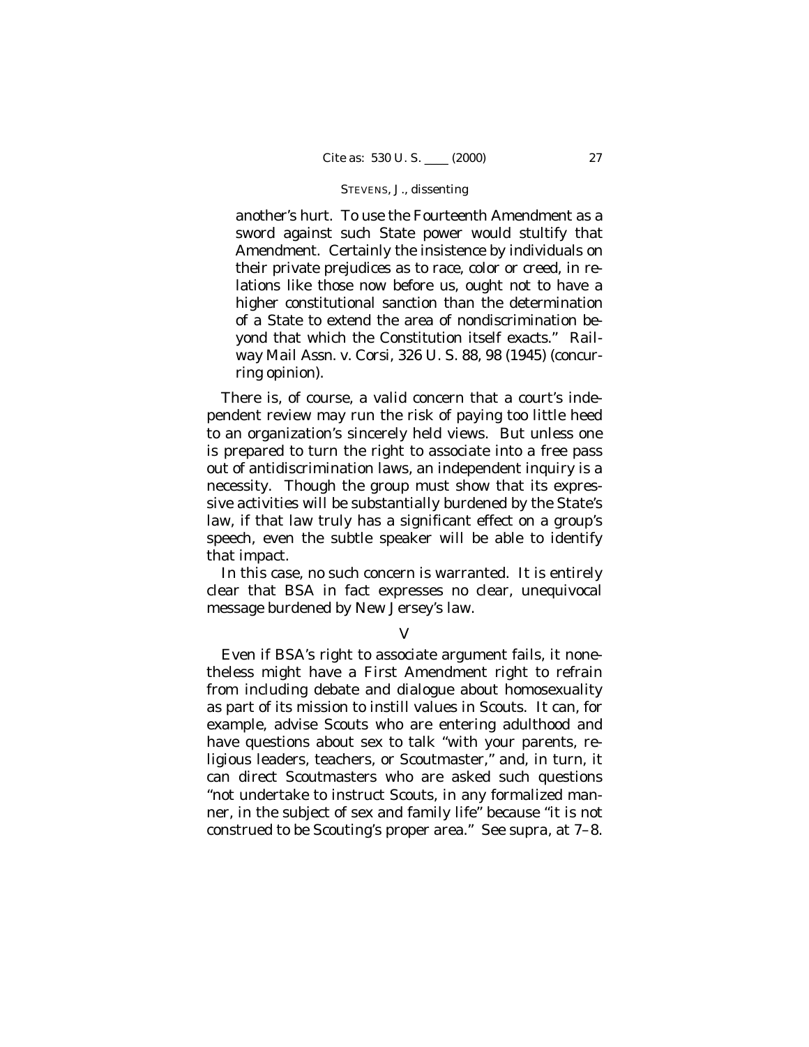> another's hurt. To use the Fourteenth Amendment as a sword against such State power would stultify that Amendment. Certainly the insistence by individuals on their private prejudices as to race, color or creed, in relations like those now before us, ought not to have a higher constitutional sanction than the determination of a State to extend the area of nondiscrimination beyond that which the Constitution itself exacts." *Railway Mail Assn.* v. *Corsi*, 326 U. S. 88, 98 (1945) (concurring opinion).

There is, of course, a valid concern that a court's independent review may run the risk of paying too little heed to an organization's sincerely held views. But unless one is prepared to turn the right to associate into a free pass out of antidiscrimination laws, an independent inquiry is a necessity. Though the group must show that its expressive activities will be substantially burdened by the State's law, if that law truly has a significant effect on a group's speech, even the subtle speaker will be able to identify that impact.

In this case, no such concern is warranted. It is entirely clear that BSA in fact expresses no clear, unequivocal message burdened by New Jersey's law.

## V

Even if BSA's right to associate argument fails, it nonetheless might have a First Amendment right to refrain from including debate and dialogue about homosexuality as part of its mission to instill values in Scouts. It can, for example, advise Scouts who are entering adulthood and have questions about sex to talk "with your parents, religious leaders, teachers, or Scoutmaster," and, in turn, it can direct Scoutmasters who are asked such questions "not undertake to instruct Scouts, in any formalized manner, in the subject of sex and family life" because "it is not construed to be Scouting's proper area." See *supra*, at 7–8.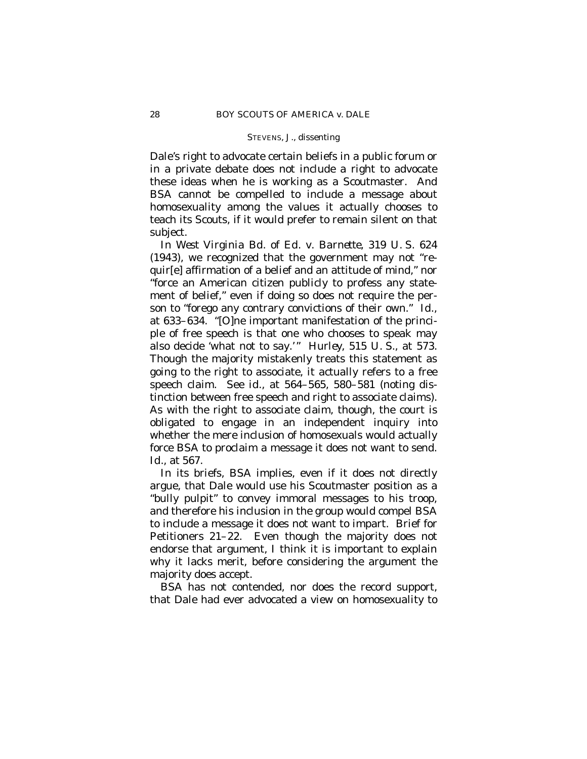Dale's right to advocate certain beliefs in a public forum or in a private debate does not include a right to advocate these ideas when he is working as a Scoutmaster. And BSA cannot be compelled to include a message about homosexuality among the values it actually chooses to teach its Scouts, if it would prefer to remain silent on that subject.

In *West Virginia Bd. of Ed.* v. *Barnette*, 319 U. S. 624 (1943), we recognized that the government may not "requir[e] affirmation of a belief and an attitude of mind," nor "force an American citizen publicly to profess any statement of belief," even if doing so does not require the person to "forego any contrary convictions of their own." *Id.*, at 633–634. "[O]ne important manifestation of the principle of free speech is that one who chooses to speak may also decide 'what not to say.'" *Hurley*, 515 U. S., at 573. Though the majority mistakenly treats this statement as going to the right to associate, it actually refers to a free speech claim. See *id.*, at 564–565, 580–581 (noting distinction between free speech and right to associate claims). As with the right to associate claim, though, the court is obligated to engage in an independent inquiry into whether the mere inclusion of homosexuals would actually force BSA to proclaim a message it does not want to send. *Id.*, at 567.

In its briefs, BSA implies, even if it does not directly argue, that Dale would use his Scoutmaster position as a "bully pulpit" to convey immoral messages to his troop, and therefore his inclusion in the group would compel BSA to include a message it does not want to impart. Brief for Petitioners 21–22. Even though the majority does not endorse that argument, I think it is important to explain why it lacks merit, before considering the argument the majority does accept.

BSA has not contended, nor does the record support, that Dale had ever advocated a view on homosexuality to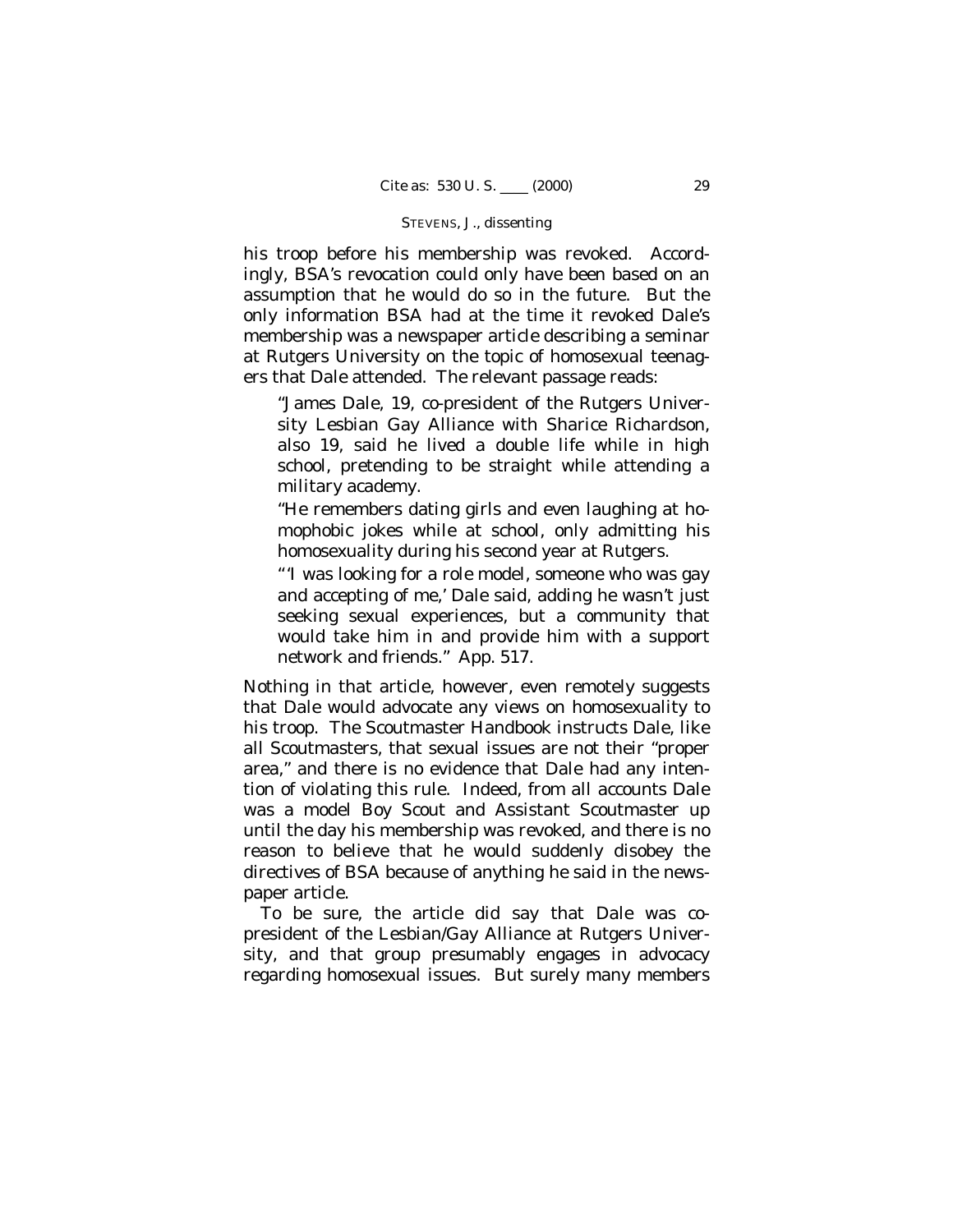his troop before his membership was revoked. Accordingly, BSA's revocation could only have been based on an assumption that he would do so in the future. But the only information BSA had at the time it revoked Dale's membership was a newspaper article describing a seminar at Rutgers University on the topic of homosexual teenagers that Dale attended. The relevant passage reads:

> "James Dale, 19, co-president of the Rutgers University Lesbian Gay Alliance with Sharice Richardson, also 19, said he lived a double life while in high school, pretending to be straight while attending a military academy.
>
> "He remembers dating girls and even laughing at homophobic jokes while at school, only admitting his homosexuality during his second year at Rutgers.
>
> "'I was looking for a role model, someone who was gay and accepting of me,' Dale said, adding he wasn't just seeking sexual experiences, but a community that would take him in and provide him with a support network and friends." App. 517.

Nothing in that article, however, even remotely suggests that Dale would advocate any views on homosexuality to his troop. The Scoutmaster Handbook instructs Dale, like all Scoutmasters, that sexual issues are not their "proper area," and there is no evidence that Dale had any intention of violating this rule. Indeed, from all accounts Dale was a model Boy Scout and Assistant Scoutmaster up until the day his membership was revoked, and there is no reason to believe that he would suddenly disobey the directives of BSA because of anything he said in the newspaper article.

To be sure, the article did say that Dale was co-president of the Lesbian/Gay Alliance at Rutgers University, and that group presumably engages in advocacy regarding homosexual issues. But surely many members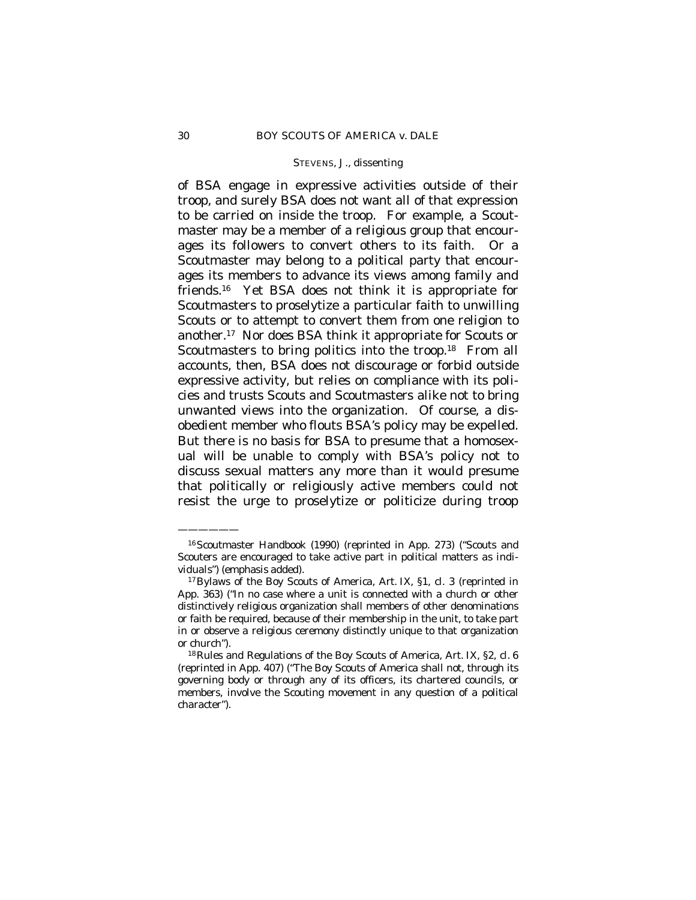of BSA engage in expressive activities outside of their troop, and surely BSA does not want all of that expression to be carried on inside the troop. For example, a Scoutmaster may be a member of a religious group that encourages its followers to convert others to its faith. Or a Scoutmaster may belong to a political party that encourages its members to advance its views among family and friends.[16] Yet BSA does not think it is appropriate for Scoutmasters to proselytize a particular faith to unwilling Scouts or to attempt to convert them from one religion to another.[17] Nor does BSA think it appropriate for Scouts or Scoutmasters to bring politics into the troop.[18] From all accounts, then, BSA does not discourage or forbid outside expressive activity, but relies on compliance with its policies and trusts Scouts and Scoutmasters alike not to bring unwanted views into the organization. Of course, a disobedient member who flouts BSA's policy may be expelled. But there is no basis for BSA to presume that a homosexual will be unable to comply with BSA's policy not to discuss sexual matters any more than it would presume that politically or religiously active members could not resist the urge to proselytize or politicize during troop

———————

[16] Scoutmaster Handbook (1990) (reprinted in App. 273) ("Scouts and Scouters are encouraged to take active part in political matters *as individuals*") (emphasis added).

[17] Bylaws of the Boy Scouts of America, Art. IX, §1, cl. 3 (reprinted in App. 363) ("In no case where a unit is connected with a church or other distinctively religious organization shall members of other denominations or faith be required, because of their membership in the unit, to take part in or observe a religious ceremony distinctly unique to that organization or church").

[18] Rules and Regulations of the Boy Scouts of America, Art. IX, §2, cl. 6 (reprinted in App. 407) ("The Boy Scouts of America shall not, through its governing body or through any of its officers, its chartered councils, or members, involve the Scouting movement in any question of a political character").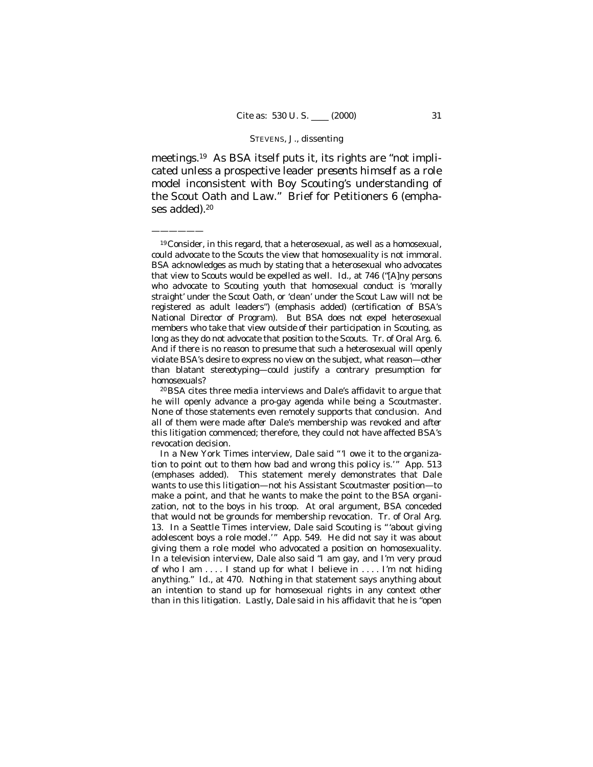meetings.[19] As BSA itself puts it, its rights are "not implicated unless a prospective leader *presents himself* as a role model inconsistent with Boy Scouting's understanding of the Scout Oath and Law." Brief for Petitioners 6 (emphases added).[20]

---

[19] Consider, in this regard, that a heterosexual, as well as a homosexual, could advocate to the Scouts the view that homosexuality is not immoral. BSA acknowledges as much by stating that a heterosexual who advocates that view to Scouts would be expelled as well. *Id.*, at 746 ("[A]ny persons who advocate to Scouting youth that homosexual conduct is 'morally straight' under the Scout Oath, or 'clean' under the Scout Law will not be registered as adult leaders") (emphasis added) (certification of BSA's National Director of Program). But BSA does not expel heterosexual members who take that view outside of their participation in Scouting, as long as they do not advocate that position to the Scouts. Tr. of Oral Arg. 6. And if there is no reason to presume that such a heterosexual will openly violate BSA's desire to express no view on the subject, what reason—other than blatant stereotyping—could justify a contrary presumption for homosexuals?

[20] BSA cites three media interviews and Dale's affidavit to argue that he will openly advance a pro-gay agenda while being a Scoutmaster. None of those statements even remotely supports that conclusion. And all of them were made *after* Dale's membership was revoked and *after* this litigation commenced; therefore, they could not have affected BSA's revocation decision.

In a New York Times interview, Dale said "'I owe it to the *organization* to point out to them how bad and wrong this policy is.'" App. 513 (emphases added). This statement merely demonstrates that Dale wants to use this litigation—not his Assistant Scoutmaster position—to make a point, and that he wants to make the point to the BSA organization, not to the boys in his troop. At oral argument, BSA conceded that would not be grounds for membership revocation. Tr. of Oral Arg. 13. In a Seattle Times interview, Dale said Scouting is "'about giving adolescent boys a role model.'" App. 549. He did not say it was about giving them a role model who advocated a position on homosexuality. In a television interview, Dale also said "I am gay, and I'm very proud of who I am . . . . I stand up for what I believe in . . . . I'm not hiding anything." *Id.*, at 470. Nothing in that statement says anything about an intention to stand up for homosexual rights in any context other than in this litigation. Lastly, Dale said in his affidavit that he is "open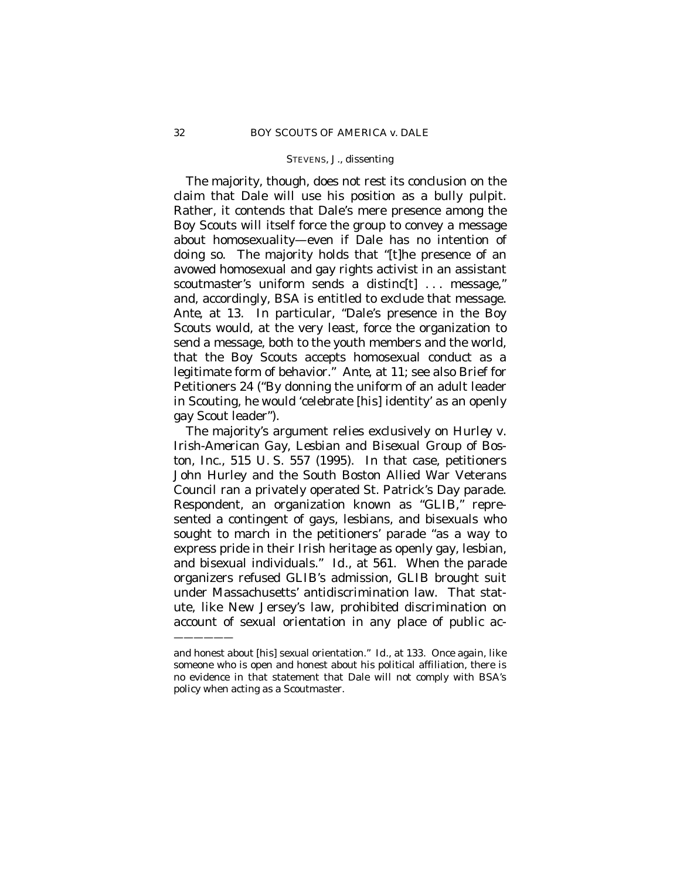The majority, though, does not rest its conclusion on the claim that Dale will use his position as a bully pulpit. Rather, it contends that Dale's mere presence among the Boy Scouts will itself force the group to convey a message about homosexuality—even if Dale has no intention of doing so. The majority holds that "[t]he presence of an avowed homosexual and gay rights activist in an assistant scoutmaster's uniform sends a distinc[t] . . . message," and, accordingly, BSA is entitled to exclude that message. *Ante*, at 13. In particular, "Dale's presence in the Boy Scouts would, at the very least, force the organization to send a message, both to the youth members and the world, that the Boy Scouts accepts homosexual conduct as a legitimate form of behavior." *Ante*, at 11; see also Brief for Petitioners 24 ("By donning the uniform of an adult leader in Scouting, he would 'celebrate [his] identity' as an openly gay Scout leader").

The majority's argument relies exclusively on *Hurley* v. *Irish-American Gay, Lesbian and Bisexual Group of Boston, Inc.*, 515 U. S. 557 (1995). In that case, petitioners John Hurley and the South Boston Allied War Veterans Council ran a privately operated St. Patrick's Day parade. Respondent, an organization known as "GLIB," represented a contingent of gays, lesbians, and bisexuals who sought to march in the petitioners' parade "as a way to express pride in their Irish heritage as openly gay, lesbian, and bisexual individuals." *Id.*, at 561. When the parade organizers refused GLIB's admission, GLIB brought suit under Massachusetts' antidiscrimination law. That statute, like New Jersey's law, prohibited discrimination on account of sexual orientation in any place of public ac-

---

and honest about [his] sexual orientation." *Id.*, at 133. Once again, like someone who is open and honest about his political affiliation, there is no evidence in that statement that Dale will not comply with BSA's policy when acting as a Scoutmaster.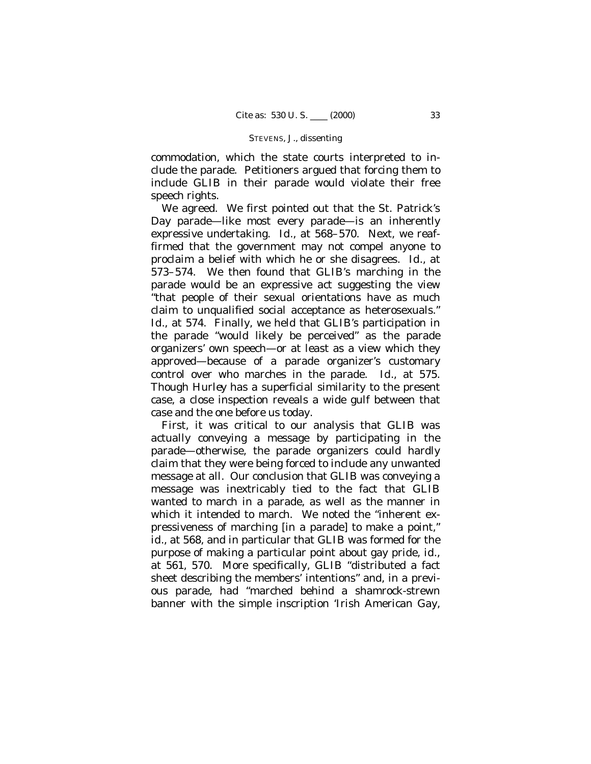commodation, which the state courts interpreted to include the parade. Petitioners argued that forcing them to include GLIB in their parade would violate their free speech rights.

We agreed. We first pointed out that the St. Patrick's Day parade—like most every parade—is an inherently expressive undertaking. *Id.*, at 568–570. Next, we reaffirmed that the government may not compel anyone to proclaim a belief with which he or she disagrees. *Id.*, at 573–574. We then found that GLIB's marching in the parade would be an expressive act suggesting the view "that people of their sexual orientations have as much claim to unqualified social acceptance as heterosexuals." *Id.*, at 574. Finally, we held that GLIB's participation in the parade "would likely be perceived" as the parade organizers' own speech—or at least as a view which they approved—because of a parade organizer's customary control over who marches in the parade. *Id.*, at 575. Though *Hurley* has a superficial similarity to the present case, a close inspection reveals a wide gulf between that case and the one before us today.

First, it was critical to our analysis that GLIB was actually conveying a message by participating in the parade—otherwise, the parade organizers could hardly claim that they were being forced to include any unwanted message at all. Our conclusion that GLIB was conveying a message was inextricably tied to the fact that GLIB wanted to march in a parade, as well as the manner in which it intended to march. We noted the "inherent expressiveness of marching [in a parade] to make a point," *id.*, at 568, and in particular that GLIB was formed for the purpose of making a particular point about gay pride, *id.*, at 561, 570. More specifically, GLIB "distributed a fact sheet describing the members' intentions" and, in a previous parade, had "marched behind a shamrock-strewn banner with the simple inscription 'Irish American Gay,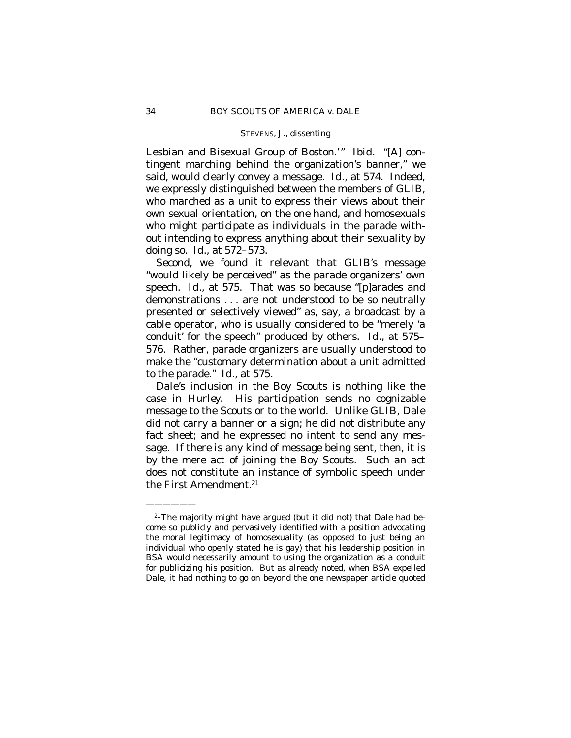Lesbian and Bisexual Group of Boston.'" *Ibid.* "[A] contingent marching behind the organization's banner," we said, would clearly convey a message. *Id.*, at 574. Indeed, we expressly distinguished between the members of GLIB, who marched as a unit to express their views about their own sexual orientation, on the one hand, and homosexuals who might participate as individuals in the parade without intending to express anything about their sexuality by doing so. *Id.*, at 572–573.

Second, we found it relevant that GLIB's message "would likely be perceived" as the parade organizers' own speech. *Id.*, at 575. That was so because "[p]arades and demonstrations . . . are not understood to be so neutrally presented or selectively viewed" as, say, a broadcast by a cable operator, who is usually considered to be "merely 'a conduit' for the speech" produced by others. *Id.*, at 575–576. Rather, parade organizers are usually understood to make the "customary determination about a unit admitted to the parade." *Id.*, at 575.

Dale's inclusion in the Boy Scouts is nothing like the case in *Hurley*. His participation sends no cognizable message to the Scouts or to the world. Unlike GLIB, Dale did not carry a banner or a sign; he did not distribute any fact sheet; and he expressed no intent to send any message. If there is any kind of message being sent, then, it is by the mere act of joining the Boy Scouts. Such an act does not constitute an instance of symbolic speech under the First Amendment.[21]

---

[21] The majority might have argued (but it did not) that Dale had become so publicly and pervasively identified with a position advocating the moral legitimacy of homosexuality (as opposed to just being an individual who openly stated he is gay) that his leadership position in BSA would necessarily amount to using the organization as a conduit for publicizing his position. But as already noted, when BSA expelled Dale, it had nothing to go on beyond the one newspaper article quoted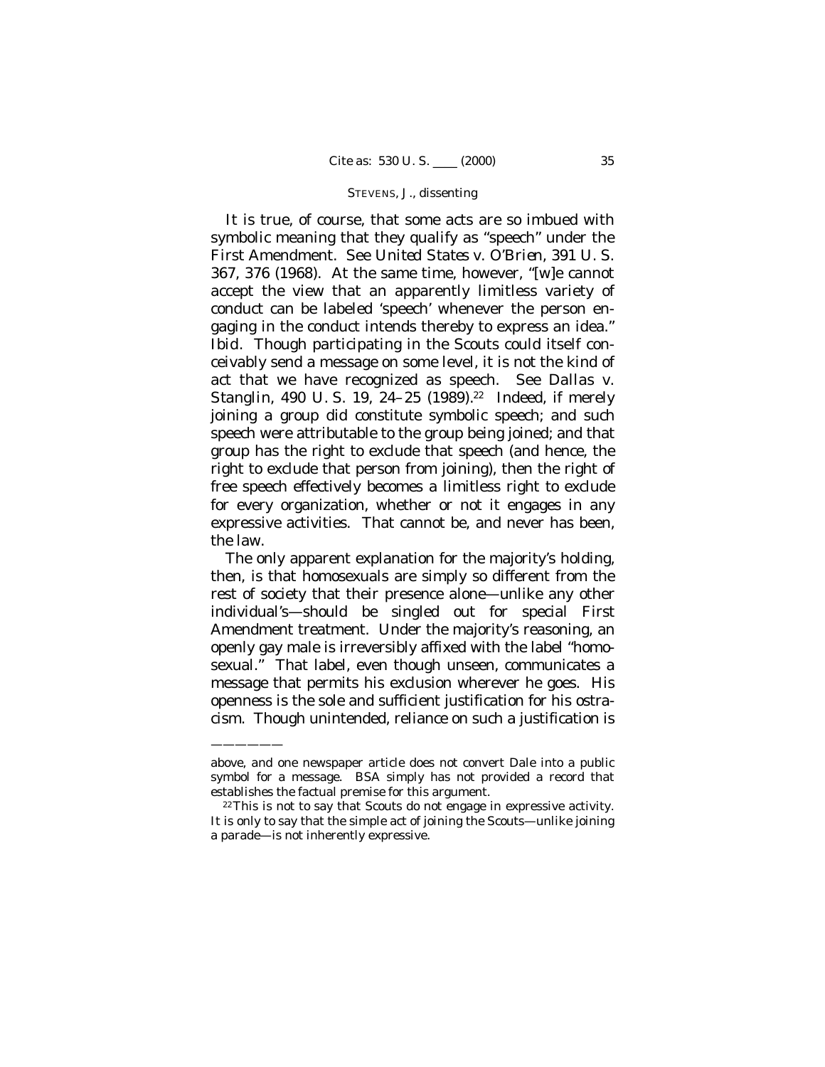It is true, of course, that some acts are so imbued with symbolic meaning that they qualify as "speech" under the First Amendment. See *United States* v. *O'Brien*, 391 U. S. 367, 376 (1968). At the same time, however, "[w]e cannot accept the view that an apparently limitless variety of conduct can be labeled 'speech' whenever the person engaging in the conduct intends thereby to express an idea." *Ibid.* Though participating in the Scouts could itself conceivably send a message on some level, it is not the kind of act that we have recognized as speech. See *Dallas* v. *Stanglin*, 490 U. S. 19, 24–25 (1989).[22] Indeed, if merely joining a group did constitute symbolic speech; and such speech were attributable to the group being joined; and that group has the right to exclude that speech (and hence, the right to exclude that person from joining), then the right of free speech effectively becomes a limitless right to exclude for every organization, whether or not it engages in any expressive activities. That cannot be, and never has been, the law.

The only apparent explanation for the majority's holding, then, is that homosexuals are simply so different from the rest of society that their presence alone—unlike any other individual's—should be singled out for special First Amendment treatment. Under the majority's reasoning, an openly gay male is irreversibly affixed with the label "homosexual." That label, even though unseen, communicates a message that permits his exclusion wherever he goes. His openness is the sole and sufficient justification for his ostracism. Though unintended, reliance on such a justification is

---

above, and one newspaper article does not convert Dale into a public symbol for a message. BSA simply has not provided a record that establishes the factual premise for this argument.

[22] This is not to say that Scouts do not engage in expressive activity. It is only to say that the simple act of joining the Scouts—unlike joining a parade—is not inherently expressive.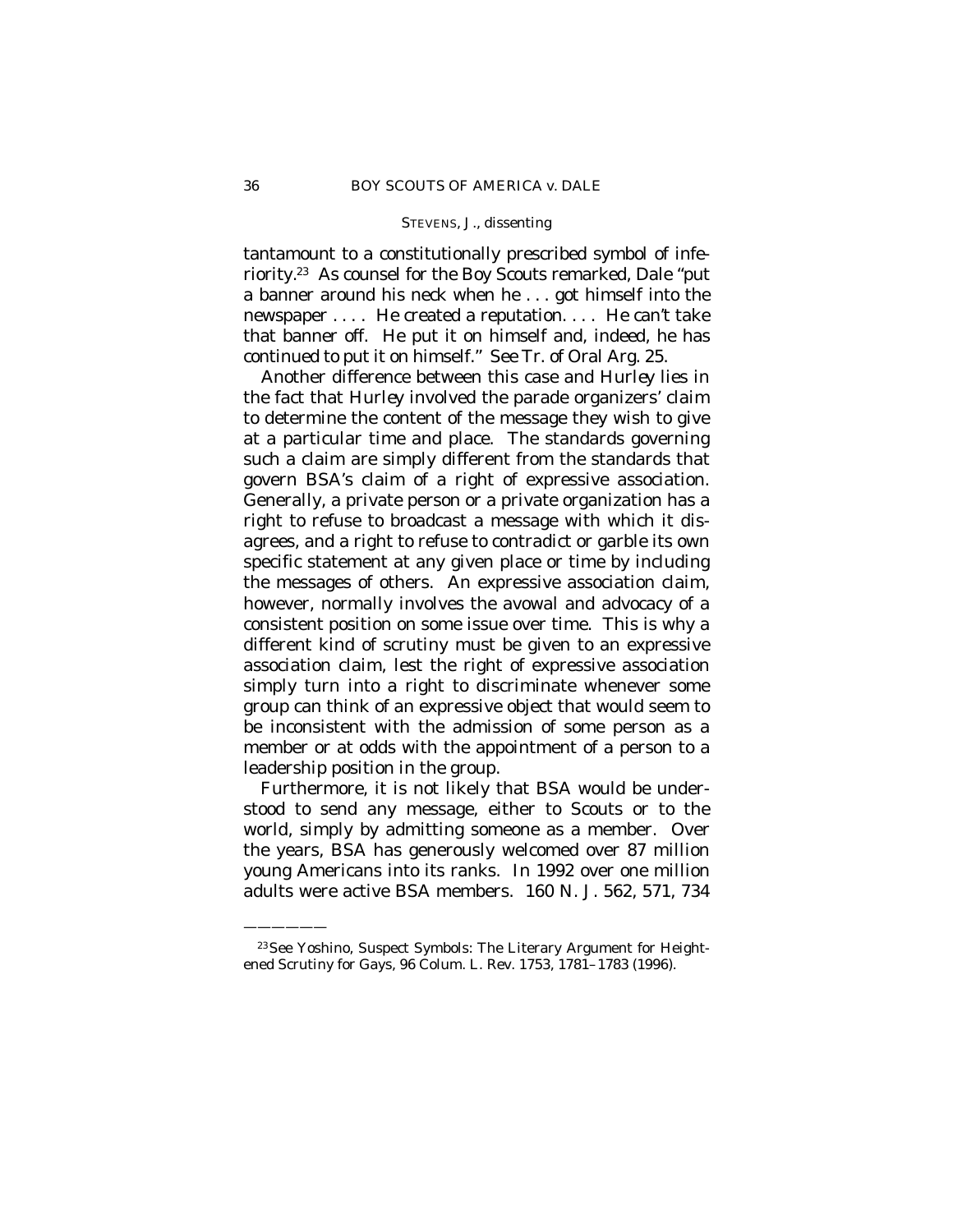tantamount to a constitutionally prescribed symbol of inferiority.[23] As counsel for the Boy Scouts remarked, Dale "put a banner around his neck when he . . . got himself into the newspaper . . . . He created a reputation. . . . He can't take that banner off. He put it on himself and, indeed, he has continued to put it on himself." See Tr. of Oral Arg. 25.

Another difference between this case and *Hurley* lies in the fact that *Hurley* involved the parade organizers' claim to determine the content of the message they wish to give at a particular time and place. The standards governing such a claim are simply different from the standards that govern BSA's claim of a right of expressive association. Generally, a private person or a private organization has a right to refuse to broadcast a message with which it disagrees, and a right to refuse to contradict or garble its own specific statement at any given place or time by including the messages of others. An expressive association claim, however, normally involves the avowal and advocacy of a consistent position on some issue over time. This is why a different kind of scrutiny must be given to an expressive association claim, lest the right of expressive association simply turn into a right to discriminate whenever some group can think of an expressive object that would seem to be inconsistent with the admission of some person as a member or at odds with the appointment of a person to a leadership position in the group.

Furthermore, it is not likely that BSA would be understood to send any message, either to Scouts or to the world, simply by admitting someone as a member. Over the years, BSA has generously welcomed over 87 million young Americans into its ranks. In 1992 over one million adults were active BSA members. 160 N. J. 562, 571, 734

———————

[23] See Yoshino, Suspect Symbols: The Literary Argument for Heightened Scrutiny for Gays, 96 Colum. L. Rev. 1753, 1781–1783 (1996).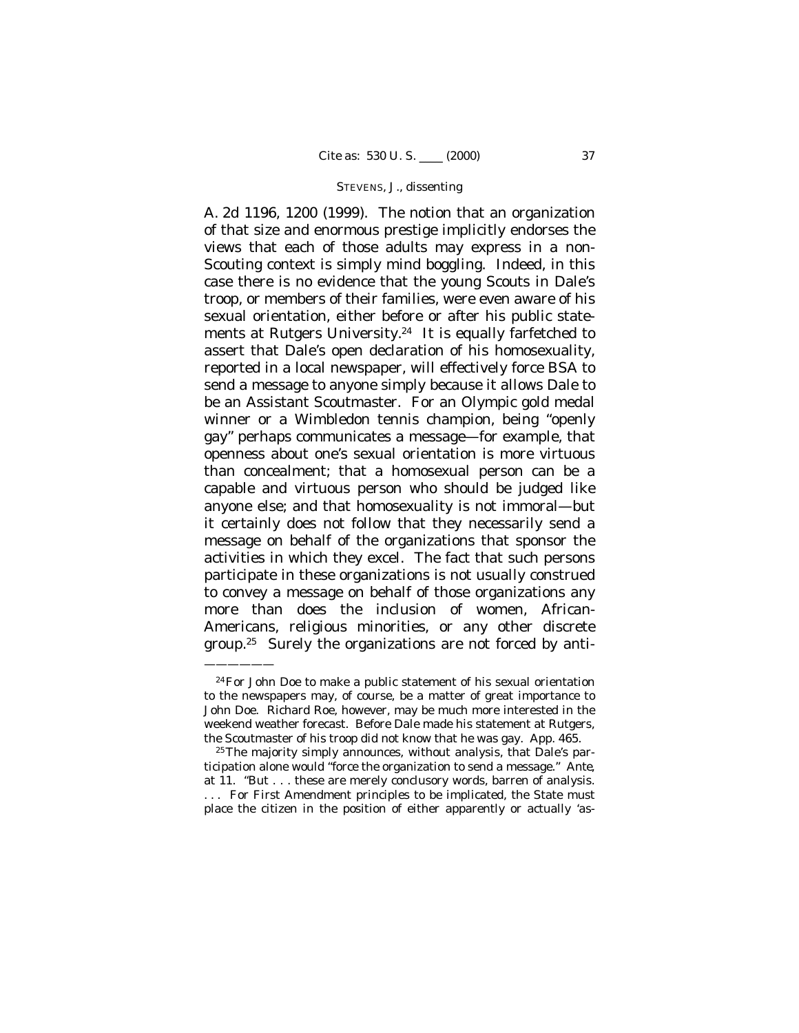A. 2d 1196, 1200 (1999). The notion that an organization of that size and enormous prestige implicitly endorses the views that each of those adults may express in a non-Scouting context is simply mind boggling. Indeed, in this case there is no evidence that the young Scouts in Dale's troop, or members of their families, were even aware of his sexual orientation, either before or after his public statements at Rutgers University.[24] It is equally farfetched to assert that Dale's open declaration of his homosexuality, reported in a local newspaper, will effectively force BSA to send a message to anyone simply because it allows Dale to be an Assistant Scoutmaster. For an Olympic gold medal winner or a Wimbledon tennis champion, being "openly gay" perhaps communicates a message—for example, that openness about one's sexual orientation is more virtuous than concealment; that a homosexual person can be a capable and virtuous person who should be judged like anyone else; and that homosexuality is not immoral—but it certainly does not follow that they necessarily send a message on behalf of the organizations that sponsor the activities in which they excel. The fact that such persons participate in these organizations is not usually construed to convey a message on behalf of those organizations any more than does the inclusion of women, African-Americans, religious minorities, or any other discrete group.[25] Surely the organizations are not forced by anti-

---

[24] For John Doe to make a public statement of his sexual orientation to the newspapers may, of course, be a matter of great importance to John Doe. Richard Roe, however, may be much more interested in the weekend weather forecast. Before Dale made his statement at Rutgers, the Scoutmaster of his troop did not know that he was gay. App. 465.

[25] The majority simply announces, without analysis, that Dale's participation alone would "force the organization to send a message." *Ante*, at 11. "But . . . these are merely conclusory words, barren of analysis. . . . For First Amendment principles to be implicated, the State must place the citizen in the position of either apparently or actually 'as-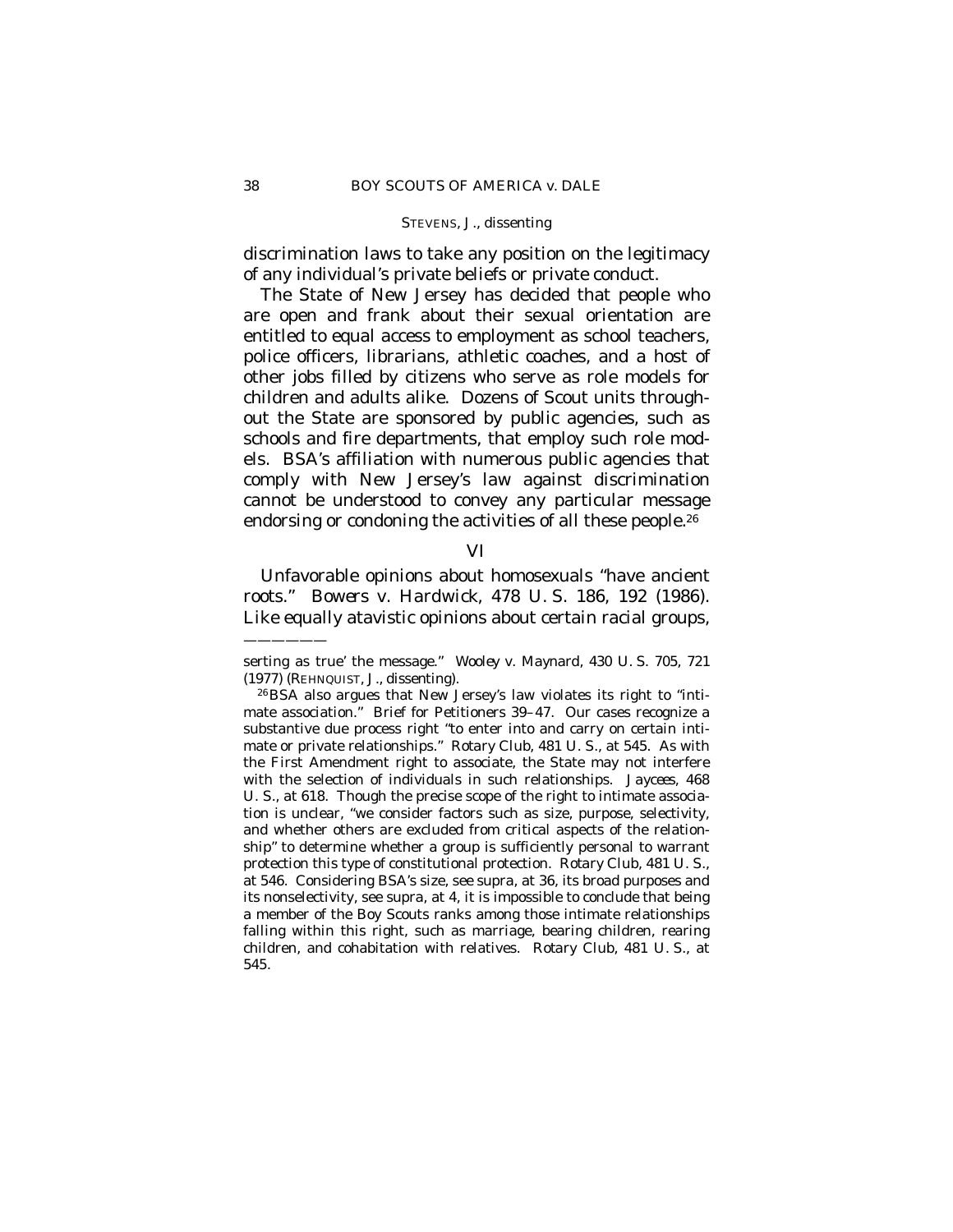discrimination laws to take any position on the legitimacy of any individual's private beliefs or private conduct.

The State of New Jersey has decided that people who are open and frank about their sexual orientation are entitled to equal access to employment as school teachers, police officers, librarians, athletic coaches, and a host of other jobs filled by citizens who serve as role models for children and adults alike. Dozens of Scout units throughout the State are sponsored by public agencies, such as schools and fire departments, that employ such role models. BSA's affiliation with numerous public agencies that comply with New Jersey's law against discrimination cannot be understood to convey any particular message endorsing or condoning the activities of all these people.[26]

## VI

Unfavorable opinions about homosexuals "have ancient roots." *Bowers* v. *Hardwick*, 478 U. S. 186, 192 (1986). Like equally atavistic opinions about certain racial groups,

——————

serting as true' the message." *Wooley* v. *Maynard*, 430 U. S. 705, 721 (1977) (REHNQUIST, J., dissenting).

[26] BSA also argues that New Jersey's law violates its right to "intimate association." Brief for Petitioners 39–47. Our cases recognize a substantive due process right "to enter into and carry on certain intimate or private relationships." *Rotary Club*, 481 U. S., at 545. As with the First Amendment right to associate, the State may not interfere with the selection of individuals in such relationships. *Jaycees*, 468 U. S., at 618. Though the precise scope of the right to intimate association is unclear, "we consider factors such as size, purpose, selectivity, and whether others are excluded from critical aspects of the relationship" to determine whether a group is sufficiently personal to warrant protection this type of constitutional protection. *Rotary Club*, 481 U. S., at 546. Considering BSA's size, see *supra*, at 36, its broad purposes and its nonselectivity, see *supra*, at 4, it is impossible to conclude that being a member of the Boy Scouts ranks among those intimate relationships falling within this right, such as marriage, bearing children, rearing children, and cohabitation with relatives. *Rotary Club*, 481 U. S., at 545.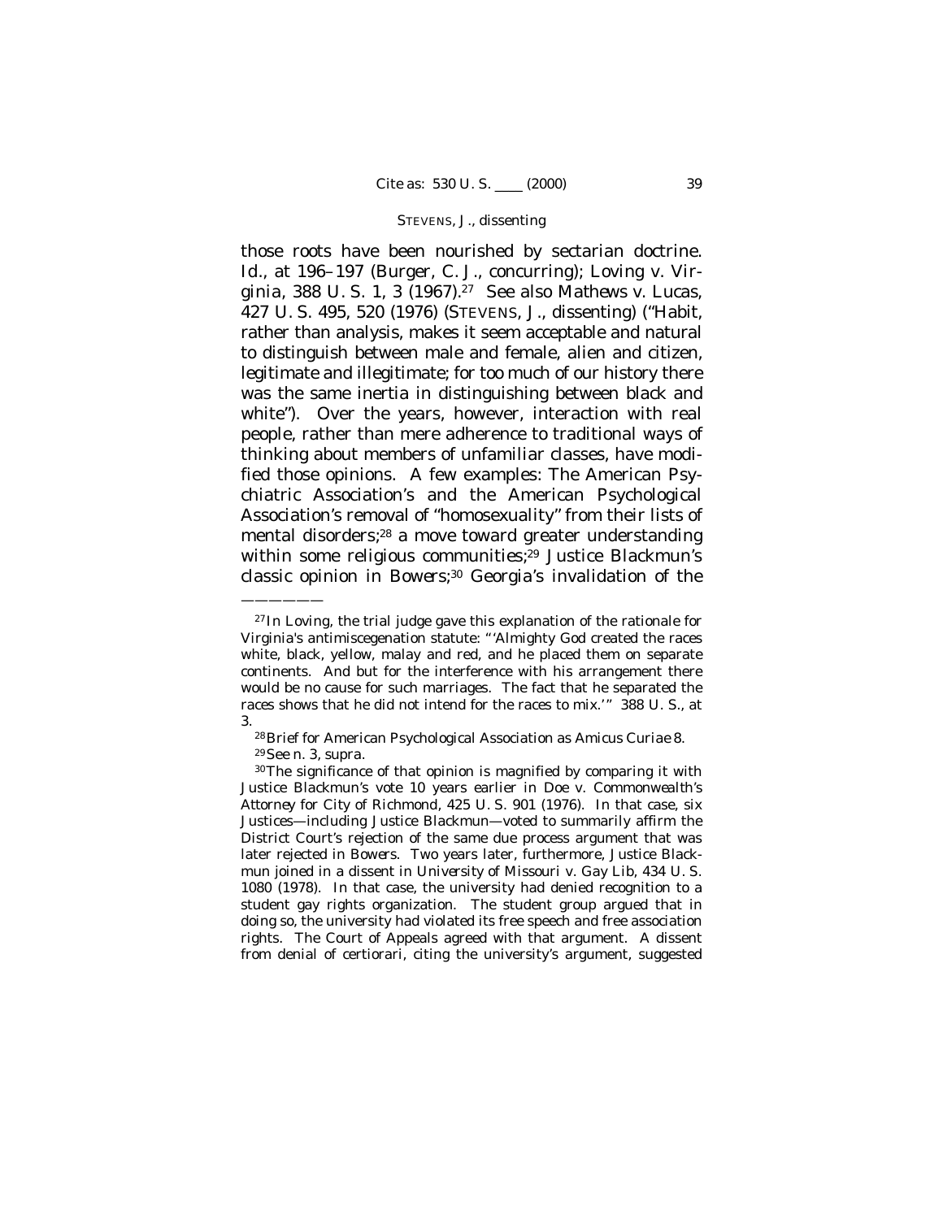those roots have been nourished by sectarian doctrine. *Id.*, at 196–197 (Burger, C. J., concurring); *Loving* v. *Virginia*, 388 U. S. 1, 3 (1967).[27] See also *Mathews* v. *Lucas*, 427 U. S. 495, 520 (1976) (STEVENS, J., dissenting) ("Habit, rather than analysis, makes it seem acceptable and natural to distinguish between male and female, alien and citizen, legitimate and illegitimate; for too much of our history there was the same inertia in distinguishing between black and white"). Over the years, however, interaction with real people, rather than mere adherence to traditional ways of thinking about members of unfamiliar classes, have modified those opinions. A few examples: The American Psychiatric Association's and the American Psychological Association's removal of "homosexuality" from their lists of mental disorders;[28] a move toward greater understanding within some religious communities;[29] Justice Blackmun's classic opinion in *Bowers*;[30] Georgia's invalidation of the

---

[27] In *Loving*, the trial judge gave this explanation of the rationale for Virginia's antimiscegenation statute: "'Almighty God created the races white, black, yellow, malay and red, and he placed them on separate continents. And but for the interference with his arrangement there would be no cause for such marriages. The fact that he separated the races shows that he did not intend for the races to mix.'" 388 U. S., at 3.

[28] Brief for American Psychological Association as *Amicus Curiae* 8.

[29] See n. 3, *supra*.

[30] The significance of that opinion is magnified by comparing it with Justice Blackmun's vote 10 years earlier in *Doe* v. *Commonwealth's Attorney for City of Richmond*, 425 U. S. 901 (1976). In that case, six Justices—including Justice Blackmun—voted to summarily affirm the District Court's rejection of the same due process argument that was later rejected in *Bowers*. Two years later, furthermore, Justice Blackmun joined in a dissent in *University of Missouri* v. *Gay Lib*, 434 U. S. 1080 (1978). In that case, the university had denied recognition to a student gay rights organization. The student group argued that in doing so, the university had violated its free speech and free association rights. The Court of Appeals agreed with that argument. A dissent from denial of certiorari, citing the university's argument, suggested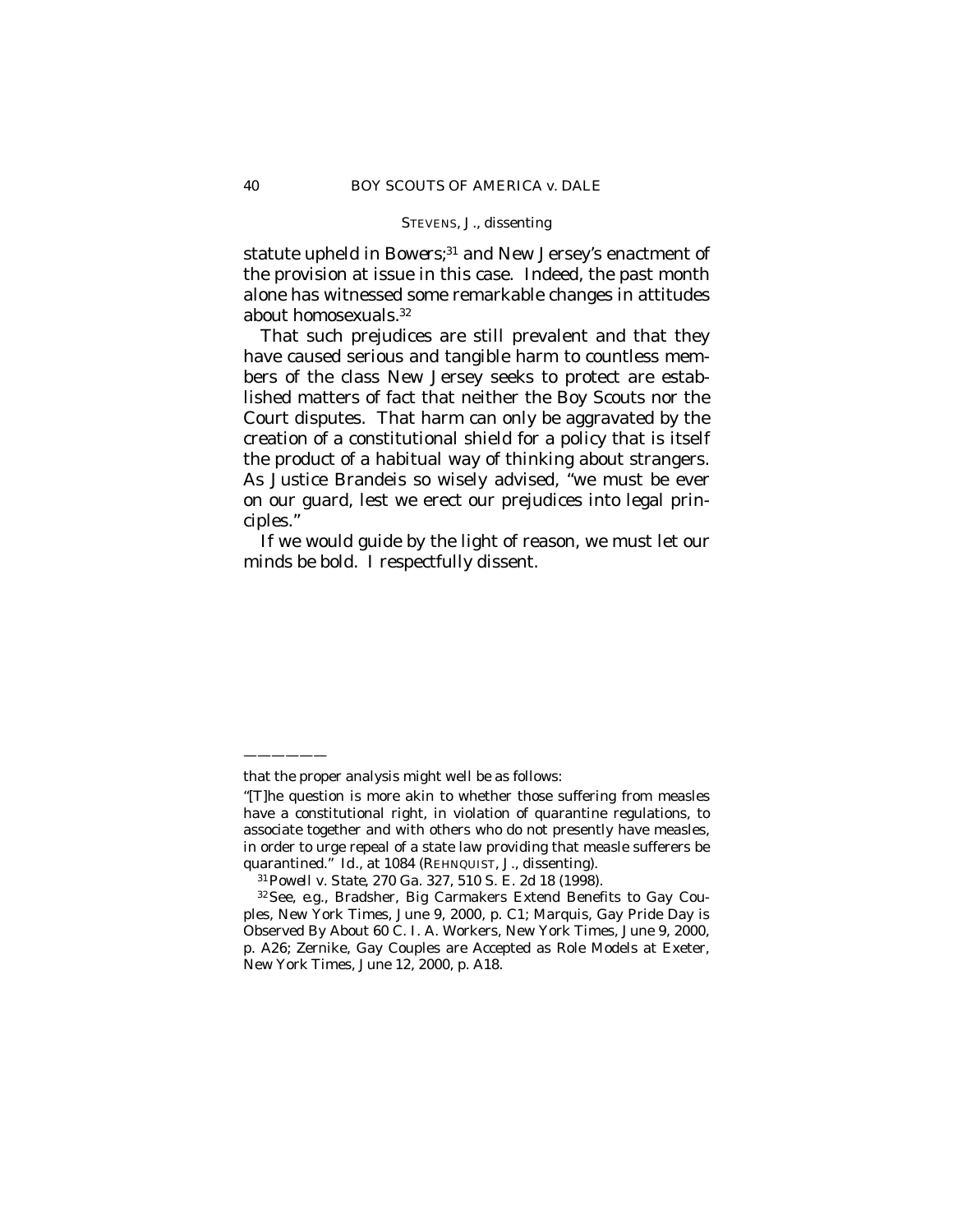statute upheld in *Bowers*;[31] and New Jersey's enactment of the provision at issue in this case. Indeed, the past month alone has witnessed some remarkable changes in attitudes about homosexuals.[32]

That such prejudices are still prevalent and that they have caused serious and tangible harm to countless members of the class New Jersey seeks to protect are established matters of fact that neither the Boy Scouts nor the Court disputes. That harm can only be aggravated by the creation of a constitutional shield for a policy that is itself the product of a habitual way of thinking about strangers. As Justice Brandeis so wisely advised, "we must be ever on our guard, lest we erect our prejudices into legal principles."

If we would guide by the light of reason, we must let our minds be bold. I respectfully dissent.

---

that the proper analysis might well be as follows:

"[T]he question is more akin to whether those suffering from measles have a constitutional right, in violation of quarantine regulations, to associate together and with others who do not presently have measles, in order to urge repeal of a state law providing that measle sufferers be quarantined." *Id.*, at 1084 (REHNQUIST, J., dissenting).

[31] *Powell* v. *State*, 270 Ga. 327, 510 S. E. 2d 18 (1998).

[32] See, *e.g.*, Bradsher, Big Carmakers Extend Benefits to Gay Couples, New York Times, June 9, 2000, p. C1; Marquis, Gay Pride Day is Observed By About 60 C. I. A. Workers, New York Times, June 9, 2000, p. A26; Zernike, Gay Couples are Accepted as Role Models at Exeter, New York Times, June 12, 2000, p. A18.